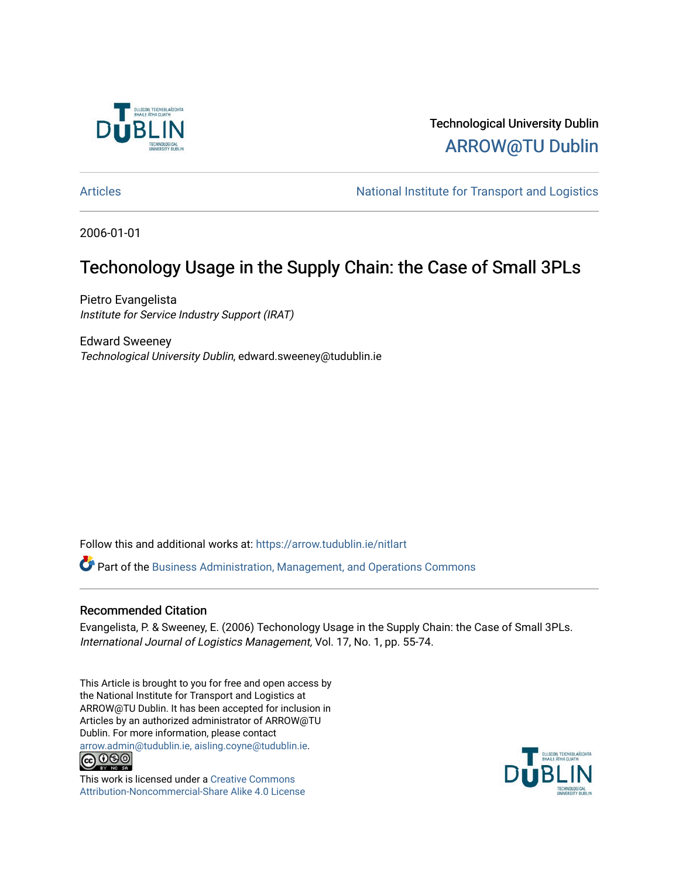Technological University Dublin

ARROW@TU Dublin

Articles

National Institute for Transport and Logistics

2006-01-01

# Techonology Usage in the Supply Chain: the Case of Small 3PLs

Pietro Evangelista
*Institute for Service Industry Support (IRAT)*

Edward Sweeney
*Technological University Dublin*, edward.sweeney@tudublin.ie

Follow this and additional works at: https://arrow.tudublin.ie/nitlart

Part of the Business Administration, Management, and Operations Commons

## Recommended Citation

Evangelista, P. & Sweeney, E. (2006) Techonology Usage in the Supply Chain: the Case of Small 3PLs. *International Journal of Logistics Management,* Vol. 17, No. 1, pp. 55-74.

This Article is brought to you for free and open access by the National Institute for Transport and Logistics at ARROW@TU Dublin. It has been accepted for inclusion in Articles by an authorized administrator of ARROW@TU Dublin. For more information, please contact arrow.admin@tudublin.ie, aisling.coyne@tudublin.ie.

This work is licensed under a Creative Commons Attribution-Noncommercial-Share Alike 4.0 License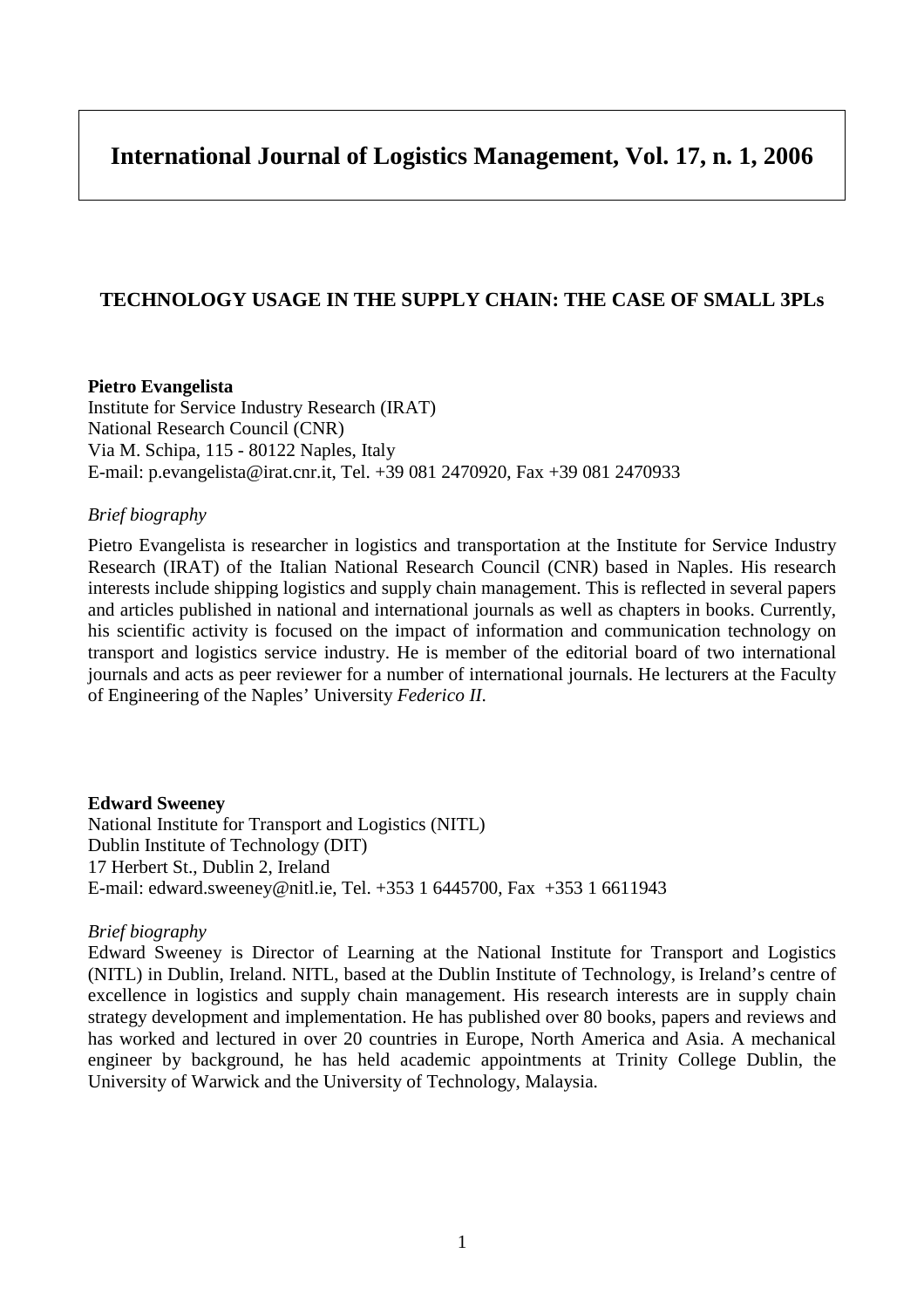# International Journal of Logistics Management, Vol. 17, n. 1, 2006

## TECHNOLOGY USAGE IN THE SUPPLY CHAIN: THE CASE OF SMALL 3PLs

**Pietro Evangelista**
Institute for Service Industry Research (IRAT)
National Research Council (CNR)
Via M. Schipa, 115 - 80122 Naples, Italy
E-mail: p.evangelista@irat.cnr.it, Tel. +39 081 2470920, Fax +39 081 2470933

*Brief biography*

Pietro Evangelista is researcher in logistics and transportation at the Institute for Service Industry Research (IRAT) of the Italian National Research Council (CNR) based in Naples. His research interests include shipping logistics and supply chain management. This is reflected in several papers and articles published in national and international journals as well as chapters in books. Currently, his scientific activity is focused on the impact of information and communication technology on transport and logistics service industry. He is member of the editorial board of two international journals and acts as peer reviewer for a number of international journals. He lecturers at the Faculty of Engineering of the Naples' University *Federico II*.

**Edward Sweeney**
National Institute for Transport and Logistics (NITL)
Dublin Institute of Technology (DIT)
17 Herbert St., Dublin 2, Ireland
E-mail: edward.sweeney@nitl.ie, Tel. +353 1 6445700, Fax +353 1 6611943

*Brief biography*

Edward Sweeney is Director of Learning at the National Institute for Transport and Logistics (NITL) in Dublin, Ireland. NITL, based at the Dublin Institute of Technology, is Ireland's centre of excellence in logistics and supply chain management. His research interests are in supply chain strategy development and implementation. He has published over 80 books, papers and reviews and has worked and lectured in over 20 countries in Europe, North America and Asia. A mechanical engineer by background, he has held academic appointments at Trinity College Dublin, the University of Warwick and the University of Technology, Malaysia.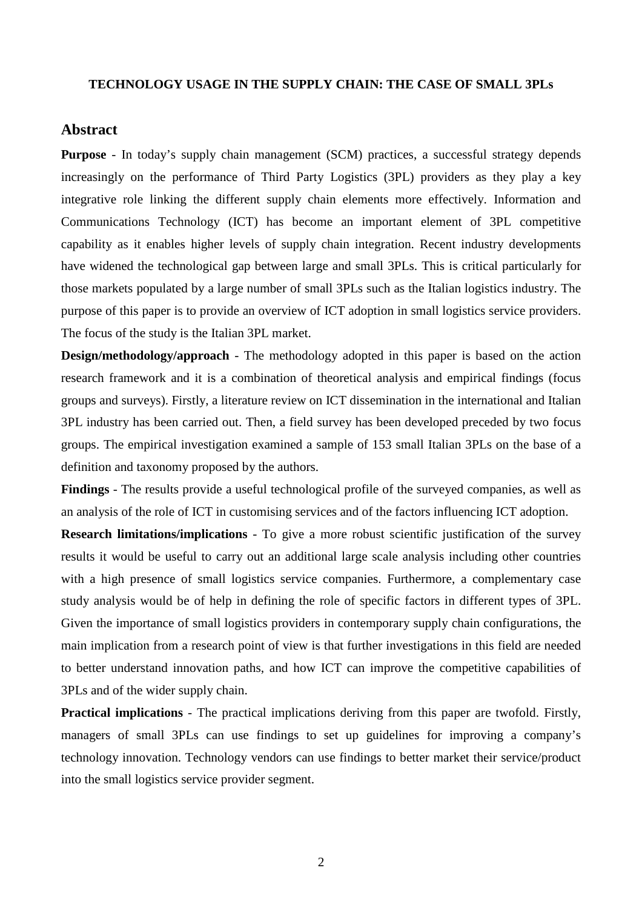**TECHNOLOGY USAGE IN THE SUPPLY CHAIN: THE CASE OF SMALL 3PLs**

## Abstract

**Purpose** - In today's supply chain management (SCM) practices, a successful strategy depends increasingly on the performance of Third Party Logistics (3PL) providers as they play a key integrative role linking the different supply chain elements more effectively. Information and Communications Technology (ICT) has become an important element of 3PL competitive capability as it enables higher levels of supply chain integration. Recent industry developments have widened the technological gap between large and small 3PLs. This is critical particularly for those markets populated by a large number of small 3PLs such as the Italian logistics industry. The purpose of this paper is to provide an overview of ICT adoption in small logistics service providers. The focus of the study is the Italian 3PL market.

**Design/methodology/approach** - The methodology adopted in this paper is based on the action research framework and it is a combination of theoretical analysis and empirical findings (focus groups and surveys). Firstly, a literature review on ICT dissemination in the international and Italian 3PL industry has been carried out. Then, a field survey has been developed preceded by two focus groups. The empirical investigation examined a sample of 153 small Italian 3PLs on the base of a definition and taxonomy proposed by the authors.

**Findings** - The results provide a useful technological profile of the surveyed companies, as well as an analysis of the role of ICT in customising services and of the factors influencing ICT adoption.

**Research limitations/implications** - To give a more robust scientific justification of the survey results it would be useful to carry out an additional large scale analysis including other countries with a high presence of small logistics service companies. Furthermore, a complementary case study analysis would be of help in defining the role of specific factors in different types of 3PL. Given the importance of small logistics providers in contemporary supply chain configurations, the main implication from a research point of view is that further investigations in this field are needed to better understand innovation paths, and how ICT can improve the competitive capabilities of 3PLs and of the wider supply chain.

**Practical implications** - The practical implications deriving from this paper are twofold. Firstly, managers of small 3PLs can use findings to set up guidelines for improving a company's technology innovation. Technology vendors can use findings to better market their service/product into the small logistics service provider segment.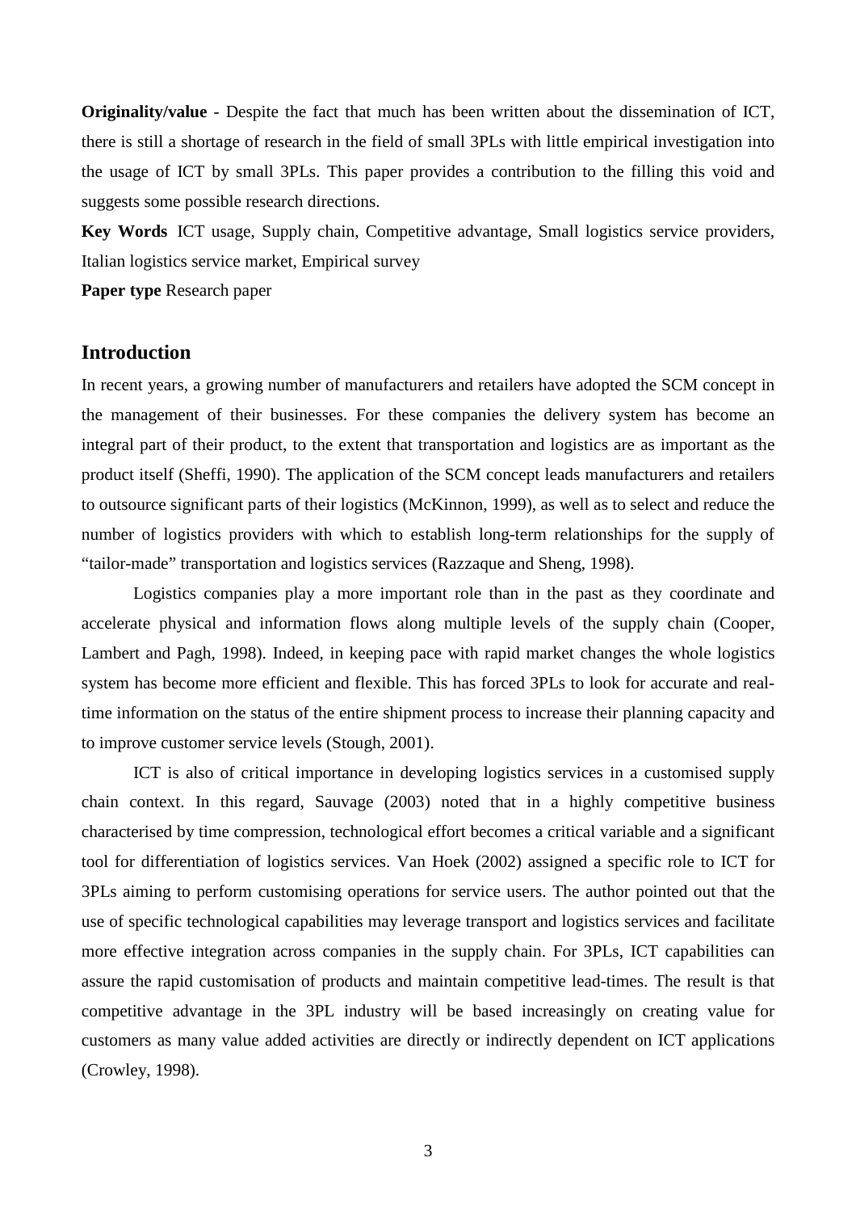**Originality/value** - Despite the fact that much has been written about the dissemination of ICT, there is still a shortage of research in the field of small 3PLs with little empirical investigation into the usage of ICT by small 3PLs. This paper provides a contribution to the filling this void and suggests some possible research directions.

**Key Words** ICT usage, Supply chain, Competitive advantage, Small logistics service providers, Italian logistics service market, Empirical survey

**Paper type** Research paper

## Introduction

In recent years, a growing number of manufacturers and retailers have adopted the SCM concept in the management of their businesses. For these companies the delivery system has become an integral part of their product, to the extent that transportation and logistics are as important as the product itself (Sheffi, 1990). The application of the SCM concept leads manufacturers and retailers to outsource significant parts of their logistics (McKinnon, 1999), as well as to select and reduce the number of logistics providers with which to establish long-term relationships for the supply of "tailor-made" transportation and logistics services (Razzaque and Sheng, 1998).

Logistics companies play a more important role than in the past as they coordinate and accelerate physical and information flows along multiple levels of the supply chain (Cooper, Lambert and Pagh, 1998). Indeed, in keeping pace with rapid market changes the whole logistics system has become more efficient and flexible. This has forced 3PLs to look for accurate and real-time information on the status of the entire shipment process to increase their planning capacity and to improve customer service levels (Stough, 2001).

ICT is also of critical importance in developing logistics services in a customised supply chain context. In this regard, Sauvage (2003) noted that in a highly competitive business characterised by time compression, technological effort becomes a critical variable and a significant tool for differentiation of logistics services. Van Hoek (2002) assigned a specific role to ICT for 3PLs aiming to perform customising operations for service users. The author pointed out that the use of specific technological capabilities may leverage transport and logistics services and facilitate more effective integration across companies in the supply chain. For 3PLs, ICT capabilities can assure the rapid customisation of products and maintain competitive lead-times. The result is that competitive advantage in the 3PL industry will be based increasingly on creating value for customers as many value added activities are directly or indirectly dependent on ICT applications (Crowley, 1998).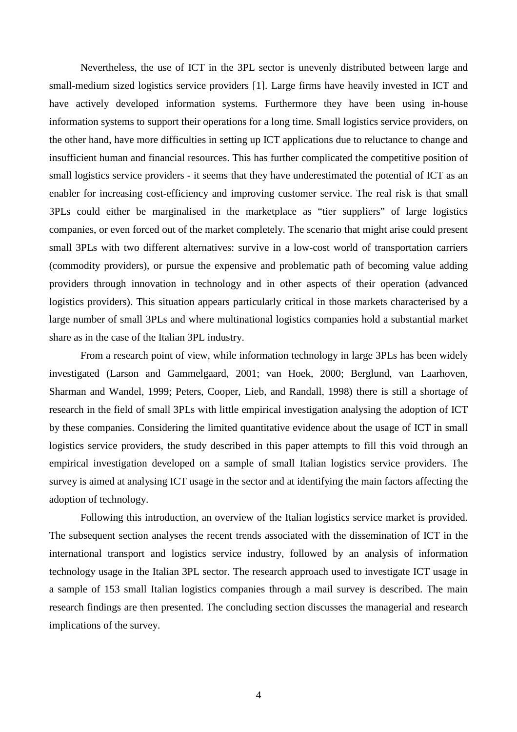Nevertheless, the use of ICT in the 3PL sector is unevenly distributed between large and small-medium sized logistics service providers [1]. Large firms have heavily invested in ICT and have actively developed information systems. Furthermore they have been using in-house information systems to support their operations for a long time. Small logistics service providers, on the other hand, have more difficulties in setting up ICT applications due to reluctance to change and insufficient human and financial resources. This has further complicated the competitive position of small logistics service providers - it seems that they have underestimated the potential of ICT as an enabler for increasing cost-efficiency and improving customer service. The real risk is that small 3PLs could either be marginalised in the marketplace as "tier suppliers" of large logistics companies, or even forced out of the market completely. The scenario that might arise could present small 3PLs with two different alternatives: survive in a low-cost world of transportation carriers (commodity providers), or pursue the expensive and problematic path of becoming value adding providers through innovation in technology and in other aspects of their operation (advanced logistics providers). This situation appears particularly critical in those markets characterised by a large number of small 3PLs and where multinational logistics companies hold a substantial market share as in the case of the Italian 3PL industry.

From a research point of view, while information technology in large 3PLs has been widely investigated (Larson and Gammelgaard, 2001; van Hoek, 2000; Berglund, van Laarhoven, Sharman and Wandel, 1999; Peters, Cooper, Lieb, and Randall, 1998) there is still a shortage of research in the field of small 3PLs with little empirical investigation analysing the adoption of ICT by these companies. Considering the limited quantitative evidence about the usage of ICT in small logistics service providers, the study described in this paper attempts to fill this void through an empirical investigation developed on a sample of small Italian logistics service providers. The survey is aimed at analysing ICT usage in the sector and at identifying the main factors affecting the adoption of technology.

Following this introduction, an overview of the Italian logistics service market is provided. The subsequent section analyses the recent trends associated with the dissemination of ICT in the international transport and logistics service industry, followed by an analysis of information technology usage in the Italian 3PL sector. The research approach used to investigate ICT usage in a sample of 153 small Italian logistics companies through a mail survey is described. The main research findings are then presented. The concluding section discusses the managerial and research implications of the survey.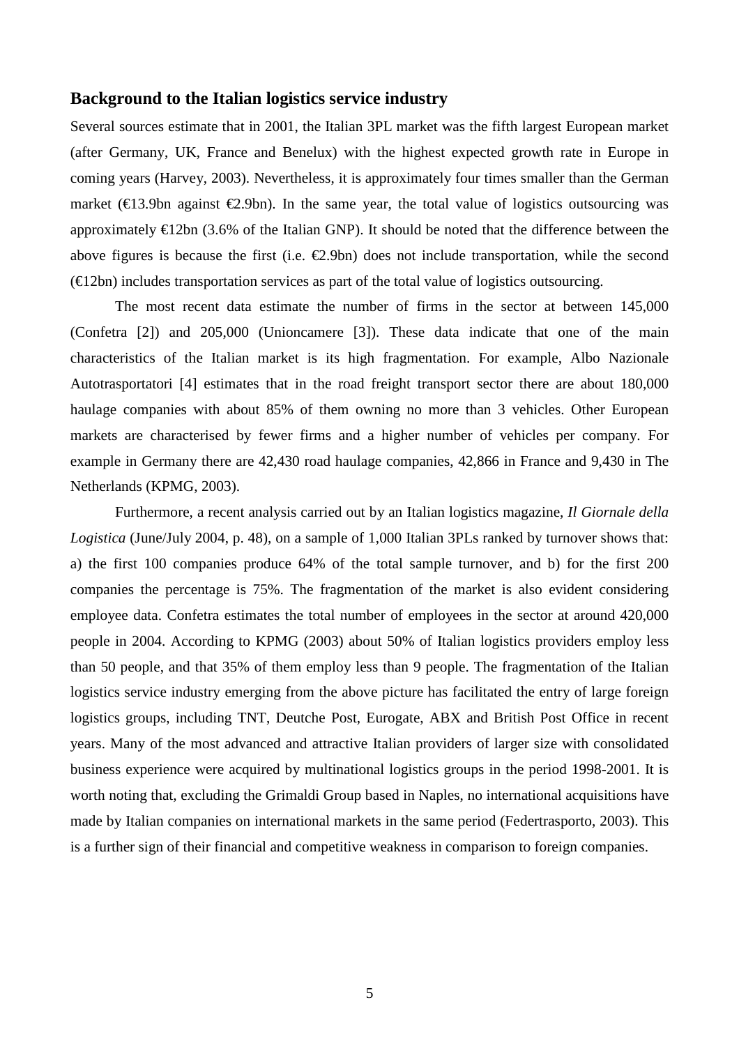## Background to the Italian logistics service industry

Several sources estimate that in 2001, the Italian 3PL market was the fifth largest European market (after Germany, UK, France and Benelux) with the highest expected growth rate in Europe in coming years (Harvey, 2003). Nevertheless, it is approximately four times smaller than the German market (€13.9bn against €2.9bn). In the same year, the total value of logistics outsourcing was approximately €12bn (3.6% of the Italian GNP). It should be noted that the difference between the above figures is because the first (i.e. €2.9bn) does not include transportation, while the second (€12bn) includes transportation services as part of the total value of logistics outsourcing.

The most recent data estimate the number of firms in the sector at between 145,000 (Confetra [2]) and 205,000 (Unioncamere [3]). These data indicate that one of the main characteristics of the Italian market is its high fragmentation. For example, Albo Nazionale Autotrasportatori [4] estimates that in the road freight transport sector there are about 180,000 haulage companies with about 85% of them owning no more than 3 vehicles. Other European markets are characterised by fewer firms and a higher number of vehicles per company. For example in Germany there are 42,430 road haulage companies, 42,866 in France and 9,430 in The Netherlands (KPMG, 2003).

Furthermore, a recent analysis carried out by an Italian logistics magazine, *Il Giornale della Logistica* (June/July 2004, p. 48), on a sample of 1,000 Italian 3PLs ranked by turnover shows that: a) the first 100 companies produce 64% of the total sample turnover, and b) for the first 200 companies the percentage is 75%. The fragmentation of the market is also evident considering employee data. Confetra estimates the total number of employees in the sector at around 420,000 people in 2004. According to KPMG (2003) about 50% of Italian logistics providers employ less than 50 people, and that 35% of them employ less than 9 people. The fragmentation of the Italian logistics service industry emerging from the above picture has facilitated the entry of large foreign logistics groups, including TNT, Deutche Post, Eurogate, ABX and British Post Office in recent years. Many of the most advanced and attractive Italian providers of larger size with consolidated business experience were acquired by multinational logistics groups in the period 1998-2001. It is worth noting that, excluding the Grimaldi Group based in Naples, no international acquisitions have made by Italian companies on international markets in the same period (Federtrasporto, 2003). This is a further sign of their financial and competitive weakness in comparison to foreign companies.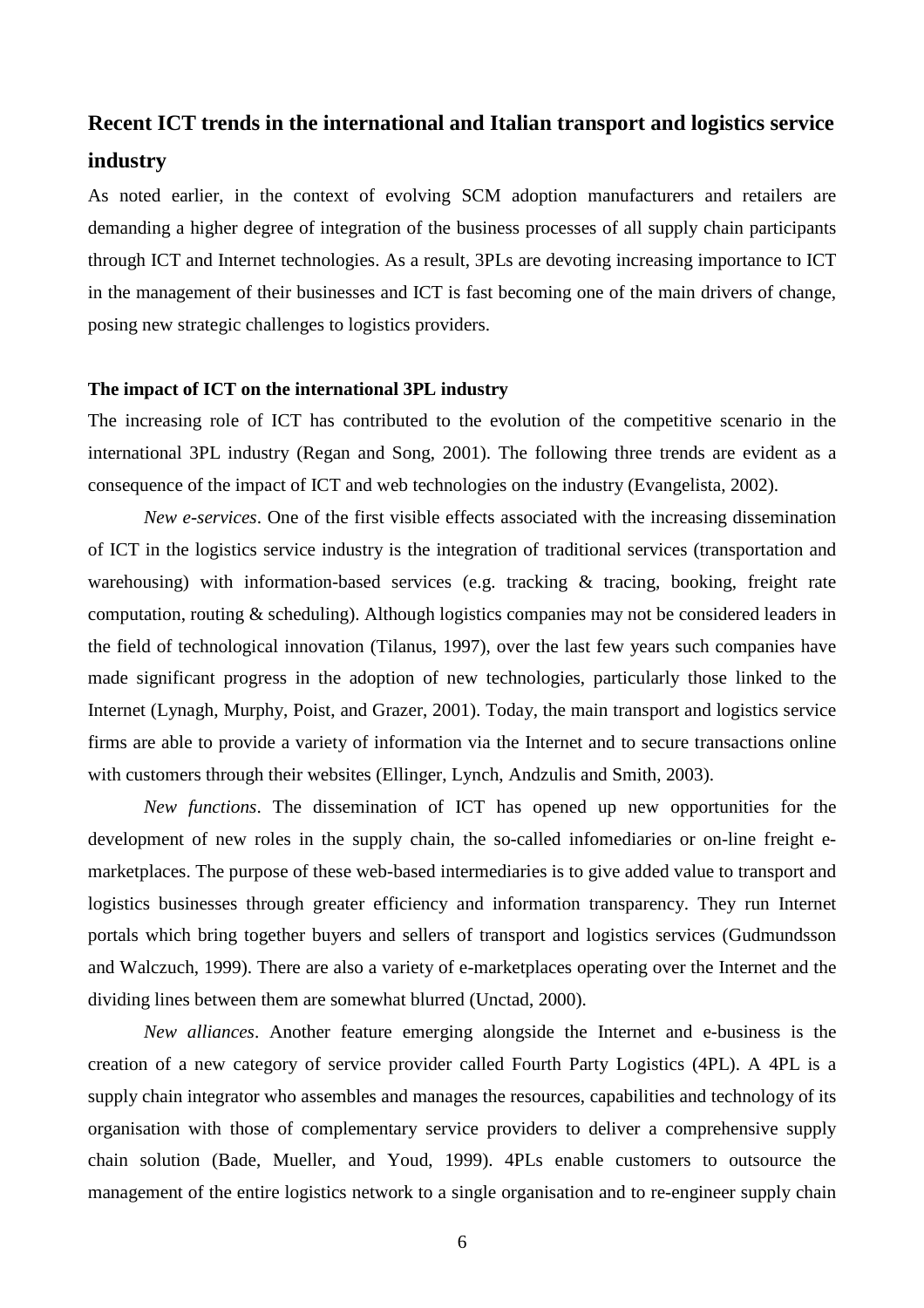## Recent ICT trends in the international and Italian transport and logistics service industry

As noted earlier, in the context of evolving SCM adoption manufacturers and retailers are demanding a higher degree of integration of the business processes of all supply chain participants through ICT and Internet technologies. As a result, 3PLs are devoting increasing importance to ICT in the management of their businesses and ICT is fast becoming one of the main drivers of change, posing new strategic challenges to logistics providers.

### The impact of ICT on the international 3PL industry

The increasing role of ICT has contributed to the evolution of the competitive scenario in the international 3PL industry (Regan and Song, 2001). The following three trends are evident as a consequence of the impact of ICT and web technologies on the industry (Evangelista, 2002).

*New e-services*. One of the first visible effects associated with the increasing dissemination of ICT in the logistics service industry is the integration of traditional services (transportation and warehousing) with information-based services (e.g. tracking & tracing, booking, freight rate computation, routing & scheduling). Although logistics companies may not be considered leaders in the field of technological innovation (Tilanus, 1997), over the last few years such companies have made significant progress in the adoption of new technologies, particularly those linked to the Internet (Lynagh, Murphy, Poist, and Grazer, 2001). Today, the main transport and logistics service firms are able to provide a variety of information via the Internet and to secure transactions online with customers through their websites (Ellinger, Lynch, Andzulis and Smith, 2003).

*New functions*. The dissemination of ICT has opened up new opportunities for the development of new roles in the supply chain, the so-called infomediaries or on-line freight e-marketplaces. The purpose of these web-based intermediaries is to give added value to transport and logistics businesses through greater efficiency and information transparency. They run Internet portals which bring together buyers and sellers of transport and logistics services (Gudmundsson and Walczuch, 1999). There are also a variety of e-marketplaces operating over the Internet and the dividing lines between them are somewhat blurred (Unctad, 2000).

*New alliances*. Another feature emerging alongside the Internet and e-business is the creation of a new category of service provider called Fourth Party Logistics (4PL). A 4PL is a supply chain integrator who assembles and manages the resources, capabilities and technology of its organisation with those of complementary service providers to deliver a comprehensive supply chain solution (Bade, Mueller, and Youd, 1999). 4PLs enable customers to outsource the management of the entire logistics network to a single organisation and to re-engineer supply chain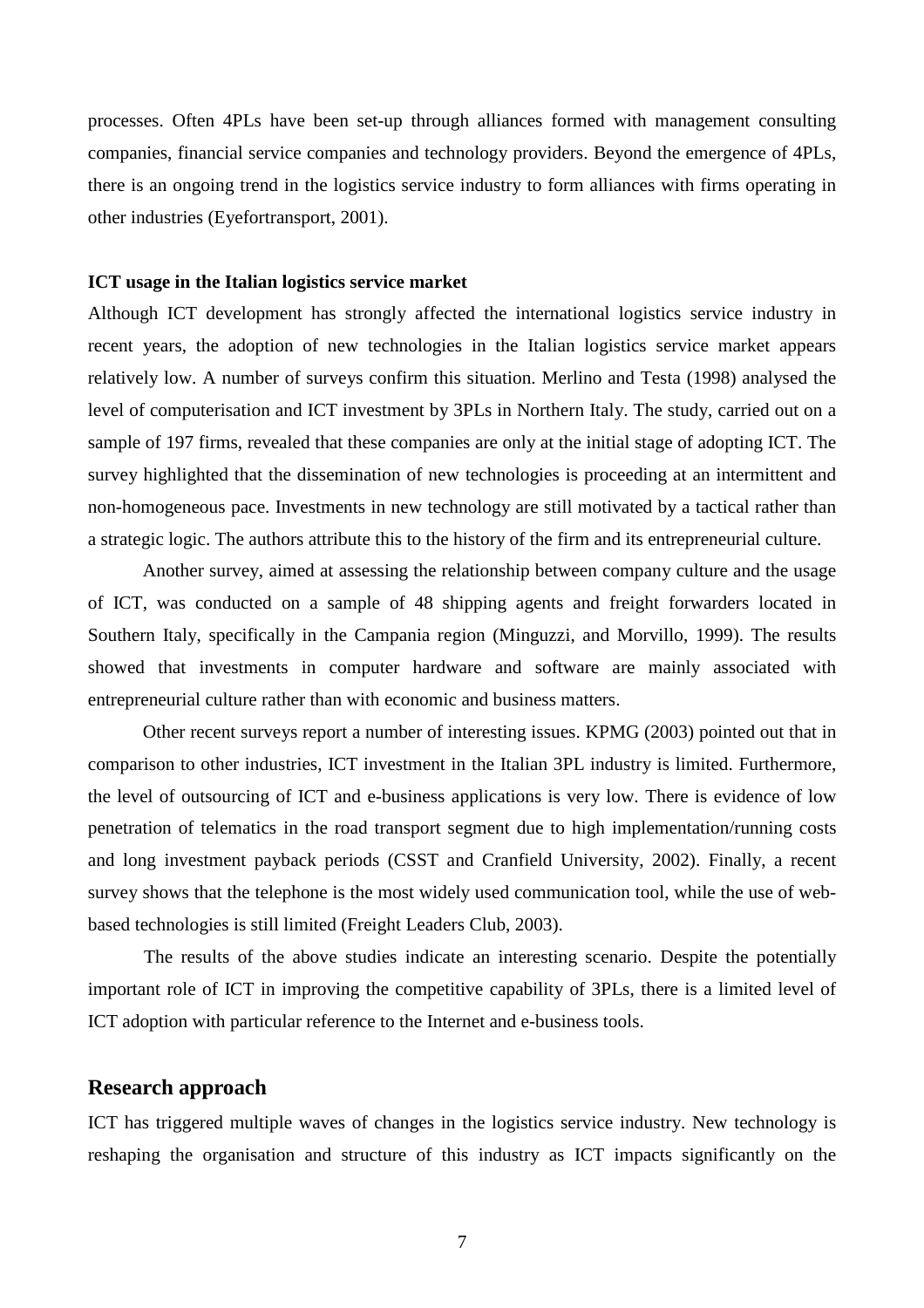processes. Often 4PLs have been set-up through alliances formed with management consulting companies, financial service companies and technology providers. Beyond the emergence of 4PLs, there is an ongoing trend in the logistics service industry to form alliances with firms operating in other industries (Eyefortransport, 2001).

**ICT usage in the Italian logistics service market**

Although ICT development has strongly affected the international logistics service industry in recent years, the adoption of new technologies in the Italian logistics service market appears relatively low. A number of surveys confirm this situation. Merlino and Testa (1998) analysed the level of computerisation and ICT investment by 3PLs in Northern Italy. The study, carried out on a sample of 197 firms, revealed that these companies are only at the initial stage of adopting ICT. The survey highlighted that the dissemination of new technologies is proceeding at an intermittent and non-homogeneous pace. Investments in new technology are still motivated by a tactical rather than a strategic logic. The authors attribute this to the history of the firm and its entrepreneurial culture.

Another survey, aimed at assessing the relationship between company culture and the usage of ICT, was conducted on a sample of 48 shipping agents and freight forwarders located in Southern Italy, specifically in the Campania region (Minguzzi, and Morvillo, 1999). The results showed that investments in computer hardware and software are mainly associated with entrepreneurial culture rather than with economic and business matters.

Other recent surveys report a number of interesting issues. KPMG (2003) pointed out that in comparison to other industries, ICT investment in the Italian 3PL industry is limited. Furthermore, the level of outsourcing of ICT and e-business applications is very low. There is evidence of low penetration of telematics in the road transport segment due to high implementation/running costs and long investment payback periods (CSST and Cranfield University, 2002). Finally, a recent survey shows that the telephone is the most widely used communication tool, while the use of web-based technologies is still limited (Freight Leaders Club, 2003).

The results of the above studies indicate an interesting scenario. Despite the potentially important role of ICT in improving the competitive capability of 3PLs, there is a limited level of ICT adoption with particular reference to the Internet and e-business tools.

## Research approach

ICT has triggered multiple waves of changes in the logistics service industry. New technology is reshaping the organisation and structure of this industry as ICT impacts significantly on the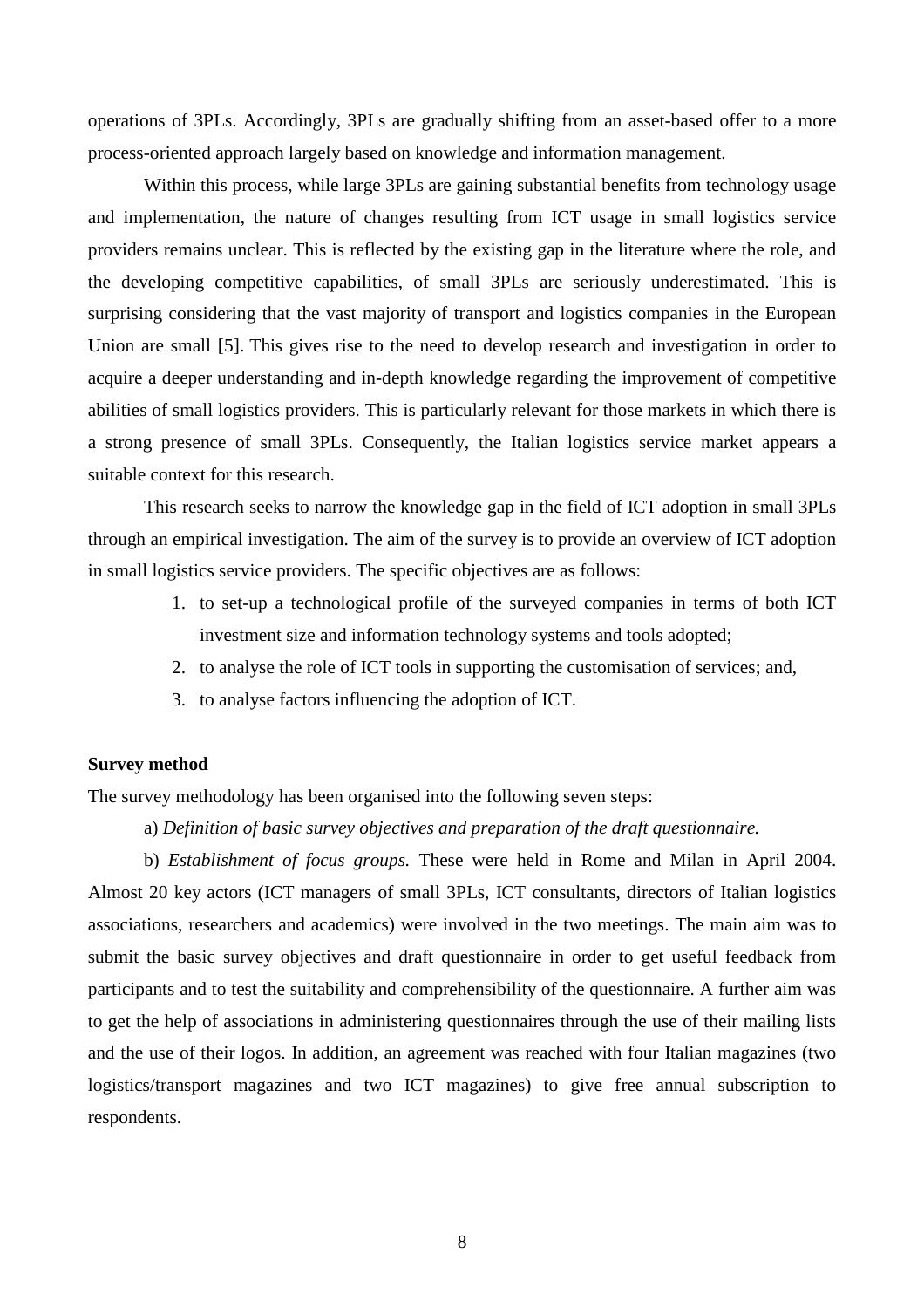operations of 3PLs. Accordingly, 3PLs are gradually shifting from an asset-based offer to a more process-oriented approach largely based on knowledge and information management.

Within this process, while large 3PLs are gaining substantial benefits from technology usage and implementation, the nature of changes resulting from ICT usage in small logistics service providers remains unclear. This is reflected by the existing gap in the literature where the role, and the developing competitive capabilities, of small 3PLs are seriously underestimated. This is surprising considering that the vast majority of transport and logistics companies in the European Union are small [5]. This gives rise to the need to develop research and investigation in order to acquire a deeper understanding and in-depth knowledge regarding the improvement of competitive abilities of small logistics providers. This is particularly relevant for those markets in which there is a strong presence of small 3PLs. Consequently, the Italian logistics service market appears a suitable context for this research.

This research seeks to narrow the knowledge gap in the field of ICT adoption in small 3PLs through an empirical investigation. The aim of the survey is to provide an overview of ICT adoption in small logistics service providers. The specific objectives are as follows:

1. to set-up a technological profile of the surveyed companies in terms of both ICT investment size and information technology systems and tools adopted;
2. to analyse the role of ICT tools in supporting the customisation of services; and,
3. to analyse factors influencing the adoption of ICT.

**Survey method**

The survey methodology has been organised into the following seven steps:

a) *Definition of basic survey objectives and preparation of the draft questionnaire.*

b) *Establishment of focus groups.* These were held in Rome and Milan in April 2004. Almost 20 key actors (ICT managers of small 3PLs, ICT consultants, directors of Italian logistics associations, researchers and academics) were involved in the two meetings. The main aim was to submit the basic survey objectives and draft questionnaire in order to get useful feedback from participants and to test the suitability and comprehensibility of the questionnaire. A further aim was to get the help of associations in administering questionnaires through the use of their mailing lists and the use of their logos. In addition, an agreement was reached with four Italian magazines (two logistics/transport magazines and two ICT magazines) to give free annual subscription to respondents.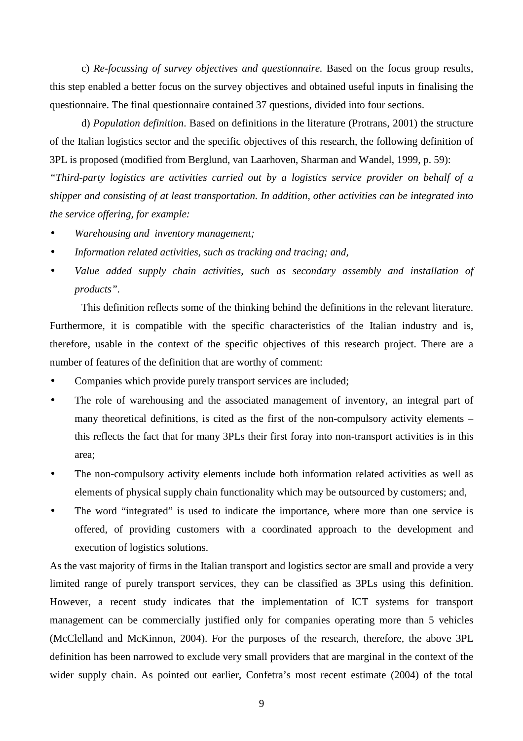c) *Re-focussing of survey objectives and questionnaire.* Based on the focus group results, this step enabled a better focus on the survey objectives and obtained useful inputs in finalising the questionnaire. The final questionnaire contained 37 questions, divided into four sections.

d) *Population definition*. Based on definitions in the literature (Protrans, 2001) the structure of the Italian logistics sector and the specific objectives of this research, the following definition of 3PL is proposed (modified from Berglund, van Laarhoven, Sharman and Wandel, 1999, p. 59):

*"Third-party logistics are activities carried out by a logistics service provider on behalf of a shipper and consisting of at least transportation. In addition, other activities can be integrated into the service offering, for example:*

- *Warehousing and inventory management;*
- *Information related activities, such as tracking and tracing; and,*
- *Value added supply chain activities, such as secondary assembly and installation of products".*

This definition reflects some of the thinking behind the definitions in the relevant literature. Furthermore, it is compatible with the specific characteristics of the Italian industry and is, therefore, usable in the context of the specific objectives of this research project. There are a number of features of the definition that are worthy of comment:

- Companies which provide purely transport services are included;
- The role of warehousing and the associated management of inventory, an integral part of many theoretical definitions, is cited as the first of the non-compulsory activity elements – this reflects the fact that for many 3PLs their first foray into non-transport activities is in this area;
- The non-compulsory activity elements include both information related activities as well as elements of physical supply chain functionality which may be outsourced by customers; and,
- The word "integrated" is used to indicate the importance, where more than one service is offered, of providing customers with a coordinated approach to the development and execution of logistics solutions.

As the vast majority of firms in the Italian transport and logistics sector are small and provide a very limited range of purely transport services, they can be classified as 3PLs using this definition. However, a recent study indicates that the implementation of ICT systems for transport management can be commercially justified only for companies operating more than 5 vehicles (McClelland and McKinnon, 2004). For the purposes of the research, therefore, the above 3PL definition has been narrowed to exclude very small providers that are marginal in the context of the wider supply chain. As pointed out earlier, Confetra's most recent estimate (2004) of the total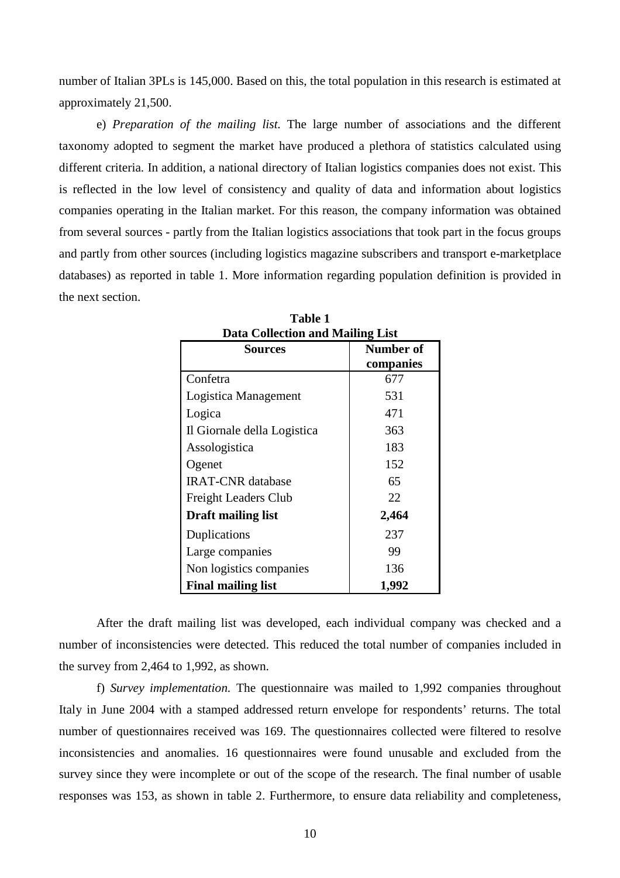number of Italian 3PLs is 145,000. Based on this, the total population in this research is estimated at approximately 21,500.

e) *Preparation of the mailing list.* The large number of associations and the different taxonomy adopted to segment the market have produced a plethora of statistics calculated using different criteria. In addition, a national directory of Italian logistics companies does not exist. This is reflected in the low level of consistency and quality of data and information about logistics companies operating in the Italian market. For this reason, the company information was obtained from several sources - partly from the Italian logistics associations that took part in the focus groups and partly from other sources (including logistics magazine subscribers and transport e-marketplace databases) as reported in table 1. More information regarding population definition is provided in the next section.

**Table 1**
**Data Collection and Mailing List**

| Sources | Number of companies |
|---|---|
| Confetra | 677 |
| Logistica Management | 531 |
| Logica | 471 |
| Il Giornale della Logistica | 363 |
| Assologistica | 183 |
| Ogenet | 152 |
| IRAT-CNR database | 65 |
| Freight Leaders Club | 22 |
| **Draft mailing list** | **2,464** |
| Duplications | 237 |
| Large companies | 99 |
| Non logistics companies | 136 |
| **Final mailing list** | **1,992** |

After the draft mailing list was developed, each individual company was checked and a number of inconsistencies were detected. This reduced the total number of companies included in the survey from 2,464 to 1,992, as shown.

f) *Survey implementation.* The questionnaire was mailed to 1,992 companies throughout Italy in June 2004 with a stamped addressed return envelope for respondents' returns. The total number of questionnaires received was 169. The questionnaires collected were filtered to resolve inconsistencies and anomalies. 16 questionnaires were found unusable and excluded from the survey since they were incomplete or out of the scope of the research. The final number of usable responses was 153, as shown in table 2. Furthermore, to ensure data reliability and completeness,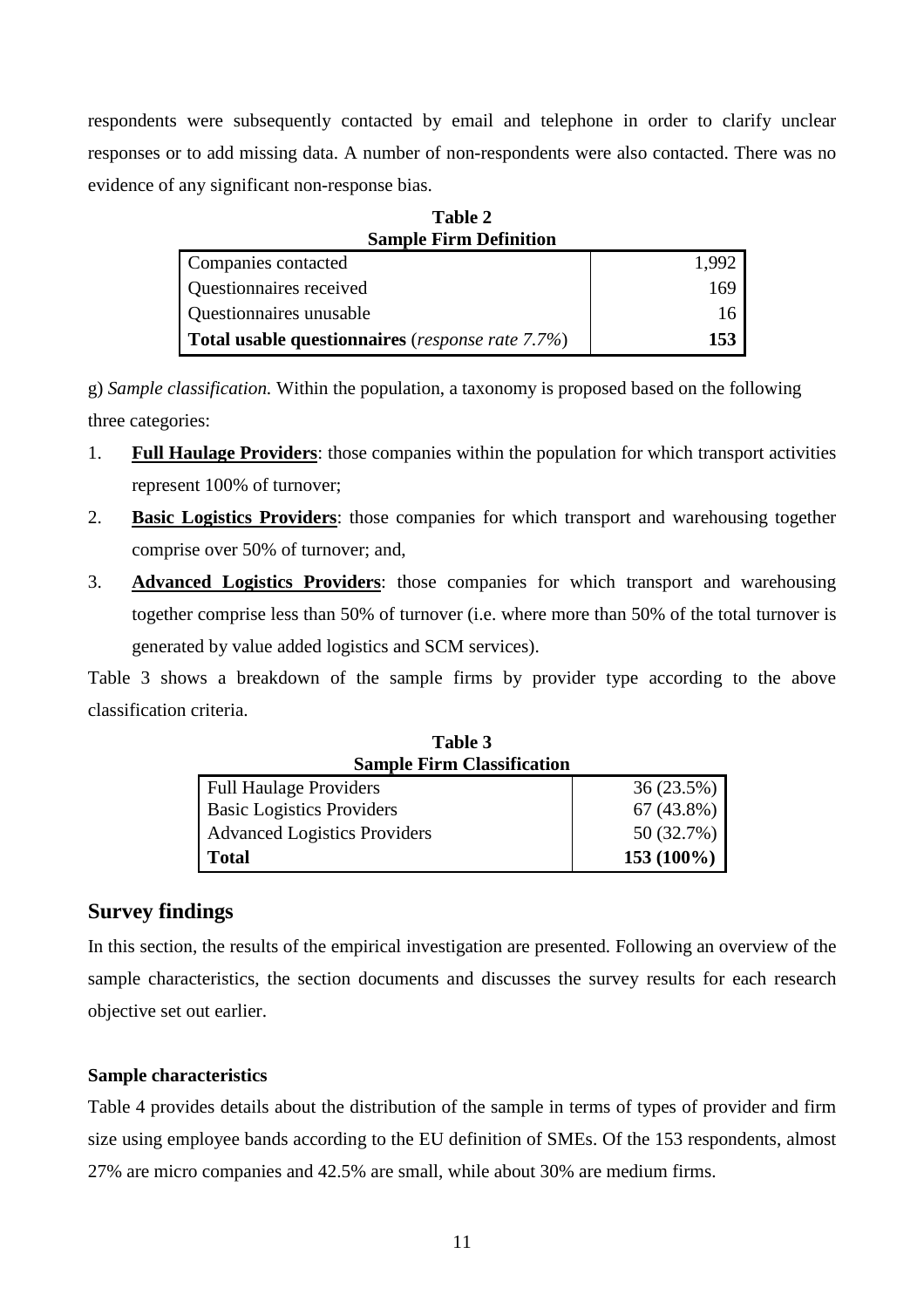respondents were subsequently contacted by email and telephone in order to clarify unclear responses or to add missing data. A number of non-respondents were also contacted. There was no evidence of any significant non-response bias.

**Table 2**
**Sample Firm Definition**

| | |
|---|---:|
| Companies contacted | 1,992 |
| Questionnaires received | 169 |
| Questionnaires unusable | 16 |
| **Total usable questionnaires** (*response rate 7.7%*) | **153** |

g) *Sample classification.* Within the population, a taxonomy is proposed based on the following three categories:

1. **Full Haulage Providers**: those companies within the population for which transport activities represent 100% of turnover;
2. **Basic Logistics Providers**: those companies for which transport and warehousing together comprise over 50% of turnover; and,
3. **Advanced Logistics Providers**: those companies for which transport and warehousing together comprise less than 50% of turnover (i.e. where more than 50% of the total turnover is generated by value added logistics and SCM services).

Table 3 shows a breakdown of the sample firms by provider type according to the above classification criteria.

**Table 3**
**Sample Firm Classification**

| | |
|---|---:|
| Full Haulage Providers | 36 (23.5%) |
| Basic Logistics Providers | 67 (43.8%) |
| Advanced Logistics Providers | 50 (32.7%) |
| **Total** | **153 (100%)** |

## Survey findings

In this section, the results of the empirical investigation are presented. Following an overview of the sample characteristics, the section documents and discusses the survey results for each research objective set out earlier.

### Sample characteristics

Table 4 provides details about the distribution of the sample in terms of types of provider and firm size using employee bands according to the EU definition of SMEs. Of the 153 respondents, almost 27% are micro companies and 42.5% are small, while about 30% are medium firms.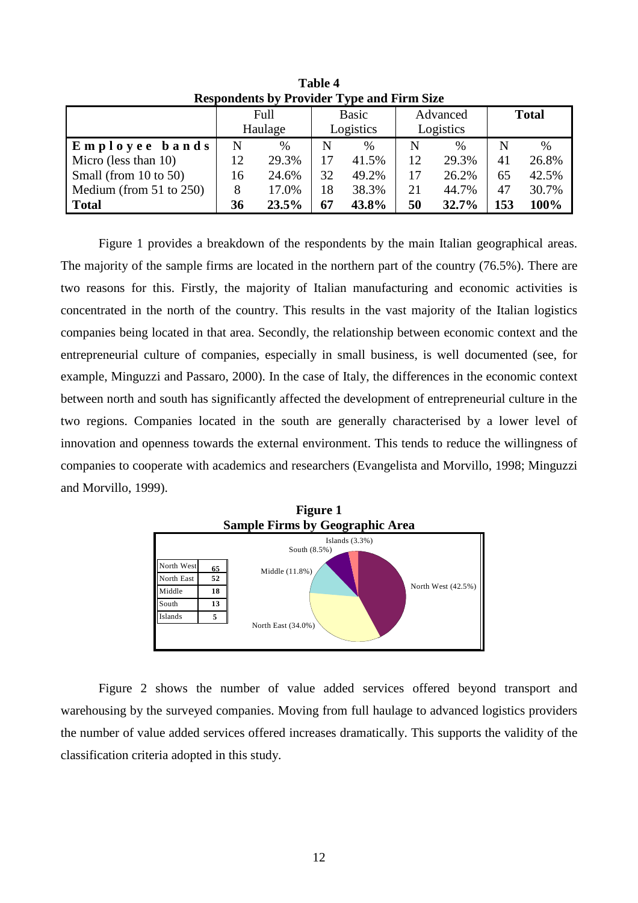**Table 4**
**Respondents by Provider Type and Firm Size**

| | Full Haulage | | Basic Logistics | | Advanced Logistics | | **Total** | |
|---|---|---|---|---|---|---|---|---|
| **Employee bands** | N | % | N | % | N | % | N | % |
| Micro (less than 10) | 12 | 29.3% | 17 | 41.5% | 12 | 29.3% | 41 | 26.8% |
| Small (from 10 to 50) | 16 | 24.6% | 32 | 49.2% | 17 | 26.2% | 65 | 42.5% |
| Medium (from 51 to 250) | 8 | 17.0% | 18 | 38.3% | 21 | 44.7% | 47 | 30.7% |
| **Total** | **36** | **23.5%** | **67** | **43.8%** | **50** | **32.7%** | **153** | **100%** |

Figure 1 provides a breakdown of the respondents by the main Italian geographical areas. The majority of the sample firms are located in the northern part of the country (76.5%). There are two reasons for this. Firstly, the majority of Italian manufacturing and economic activities is concentrated in the north of the country. This results in the vast majority of the Italian logistics companies being located in that area. Secondly, the relationship between economic context and the entrepreneurial culture of companies, especially in small business, is well documented (see, for example, Minguzzi and Passaro, 2000). In the case of Italy, the differences in the economic context between north and south has significantly affected the development of entrepreneurial culture in the two regions. Companies located in the south are generally characterised by a lower level of innovation and openness towards the external environment. This tends to reduce the willingness of companies to cooperate with academics and researchers (Evangelista and Morvillo, 1998; Minguzzi and Morvillo, 1999).

**Figure 1**
**Sample Firms by Geographic Area**

| | |
|---|---|
| North West | 65 |
| North East | 52 |
| Middle | 18 |
| South | 13 |
| Islands | 5 |

North West (42.5%), North East (34.0%), Middle (11.8%), South (8.5%), Islands (3.3%)

Figure 2 shows the number of value added services offered beyond transport and warehousing by the surveyed companies. Moving from full haulage to advanced logistics providers the number of value added services offered increases dramatically. This supports the validity of the classification criteria adopted in this study.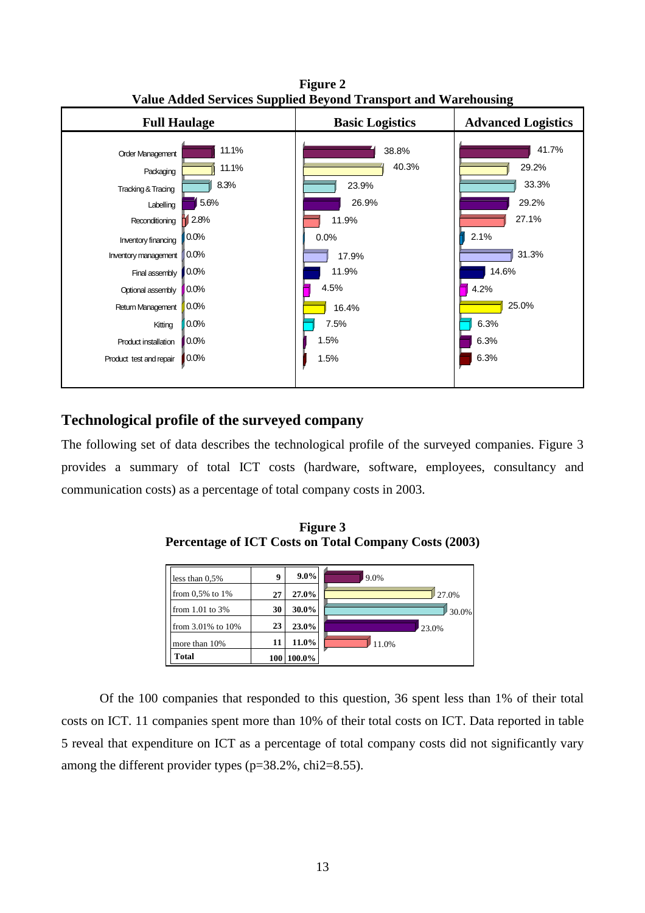**Figure 2**
**Value Added Services Supplied Beyond Transport and Warehousing**

| | Full Haulage | Basic Logistics | Advanced Logistics |
|---|---|---|---|
| Order Management | 11.1% | 38.8% | 41.7% |
| Packaging | 11.1% | 40.3% | 29.2% |
| Tracking & Tracing | 8.3% | 23.9% | 33.3% |
| Labelling | 5.6% | 26.9% | 29.2% |
| Reconditioning | 2.8% | 11.9% | 27.1% |
| Inventory financing | 0.0% | 0.0% | 2.1% |
| Inventory management | 0.0% | 17.9% | 31.3% |
| Final assembly | 0.0% | 11.9% | 14.6% |
| Optional assembly | 0.0% | 4.5% | 4.2% |
| Return Management | 0.0% | 16.4% | 25.0% |
| Kitting | 0.0% | 7.5% | 6.3% |
| Product installation | 0.0% | 1.5% | 6.3% |
| Product test and repair | 0.0% | 1.5% | 6.3% |

## Technological profile of the surveyed company

The following set of data describes the technological profile of the surveyed companies. Figure 3 provides a summary of total ICT costs (hardware, software, employees, consultancy and communication costs) as a percentage of total company costs in 2003.

**Figure 3**
**Percentage of ICT Costs on Total Company Costs (2003)**

| | | |
|---|---|---|
| less than 0,5% | 9 | 9.0% |
| from 0,5% to 1% | 27 | 27.0% |
| from 1.01 to 3% | 30 | 30.0% |
| from 3.01% to 10% | 23 | 23.0% |
| more than 10% | 11 | 11.0% |
| **Total** | 100 | 100.0% |

Of the 100 companies that responded to this question, 36 spent less than 1% of their total costs on ICT. 11 companies spent more than 10% of their total costs on ICT. Data reported in table 5 reveal that expenditure on ICT as a percentage of total company costs did not significantly vary among the different provider types ($p=38.2\%$, $chi2=8.55$).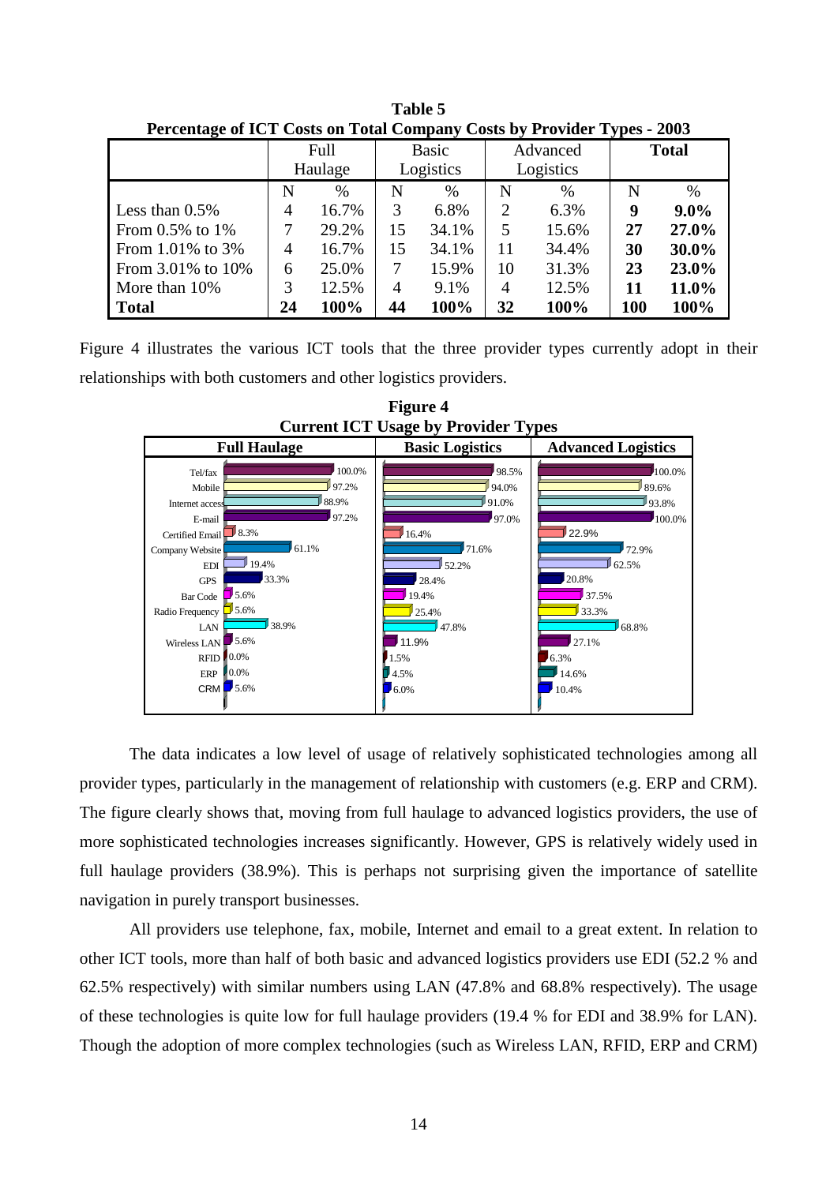**Table 5**
**Percentage of ICT Costs on Total Company Costs by Provider Types - 2003**

| | Full Haulage | | Basic Logistics | | Advanced Logistics | | **Total** | |
|---|---|---|---|---|---|---|---|---|
| | N | % | N | % | N | % | N | % |
| Less than 0.5% | 4 | 16.7% | 3 | 6.8% | 2 | 6.3% | **9** | **9.0%** |
| From 0.5% to 1% | 7 | 29.2% | 15 | 34.1% | 5 | 15.6% | **27** | **27.0%** |
| From 1.01% to 3% | 4 | 16.7% | 15 | 34.1% | 11 | 34.4% | **30** | **30.0%** |
| From 3.01% to 10% | 6 | 25.0% | 7 | 15.9% | 10 | 31.3% | **23** | **23.0%** |
| More than 10% | 3 | 12.5% | 4 | 9.1% | 4 | 12.5% | **11** | **11.0%** |
| **Total** | **24** | **100%** | **44** | **100%** | **32** | **100%** | **100** | **100%** |

Figure 4 illustrates the various ICT tools that the three provider types currently adopt in their relationships with both customers and other logistics providers.

**Figure 4**
**Current ICT Usage by Provider Types**

| | **Full Haulage** | **Basic Logistics** | **Advanced Logistics** |
|---|---|---|---|
| Tel/fax | 100.0% | 98.5% | 100.0% |
| Mobile | 97.2% | 94.0% | 89.6% |
| Internet access | 88.9% | 91.0% | 93.8% |
| E-mail | 97.2% | 97.0% | 100.0% |
| Certified Email | 8.3% | 16.4% | 22.9% |
| Company Website | 61.1% | 71.6% | 72.9% |
| EDI | 19.4% | 52.2% | 62.5% |
| GPS | 33.3% | 28.4% | 20.8% |
| Bar Code | 5.6% | 19.4% | 37.5% |
| Radio Frequency | 5.6% | 25.4% | 33.3% |
| LAN | 38.9% | 47.8% | 68.8% |
| Wireless LAN | 5.6% | 11.9% | 27.1% |
| RFID | 0.0% | 1.5% | 6.3% |
| ERP | 0.0% | 4.5% | 14.6% |
| CRM | 5.6% | 6.0% | 10.4% |

The data indicates a low level of usage of relatively sophisticated technologies among all provider types, particularly in the management of relationship with customers (e.g. ERP and CRM). The figure clearly shows that, moving from full haulage to advanced logistics providers, the use of more sophisticated technologies increases significantly. However, GPS is relatively widely used in full haulage providers (38.9%). This is perhaps not surprising given the importance of satellite navigation in purely transport businesses.

All providers use telephone, fax, mobile, Internet and email to a great extent. In relation to other ICT tools, more than half of both basic and advanced logistics providers use EDI (52.2 % and 62.5% respectively) with similar numbers using LAN (47.8% and 68.8% respectively). The usage of these technologies is quite low for full haulage providers (19.4 % for EDI and 38.9% for LAN). Though the adoption of more complex technologies (such as Wireless LAN, RFID, ERP and CRM)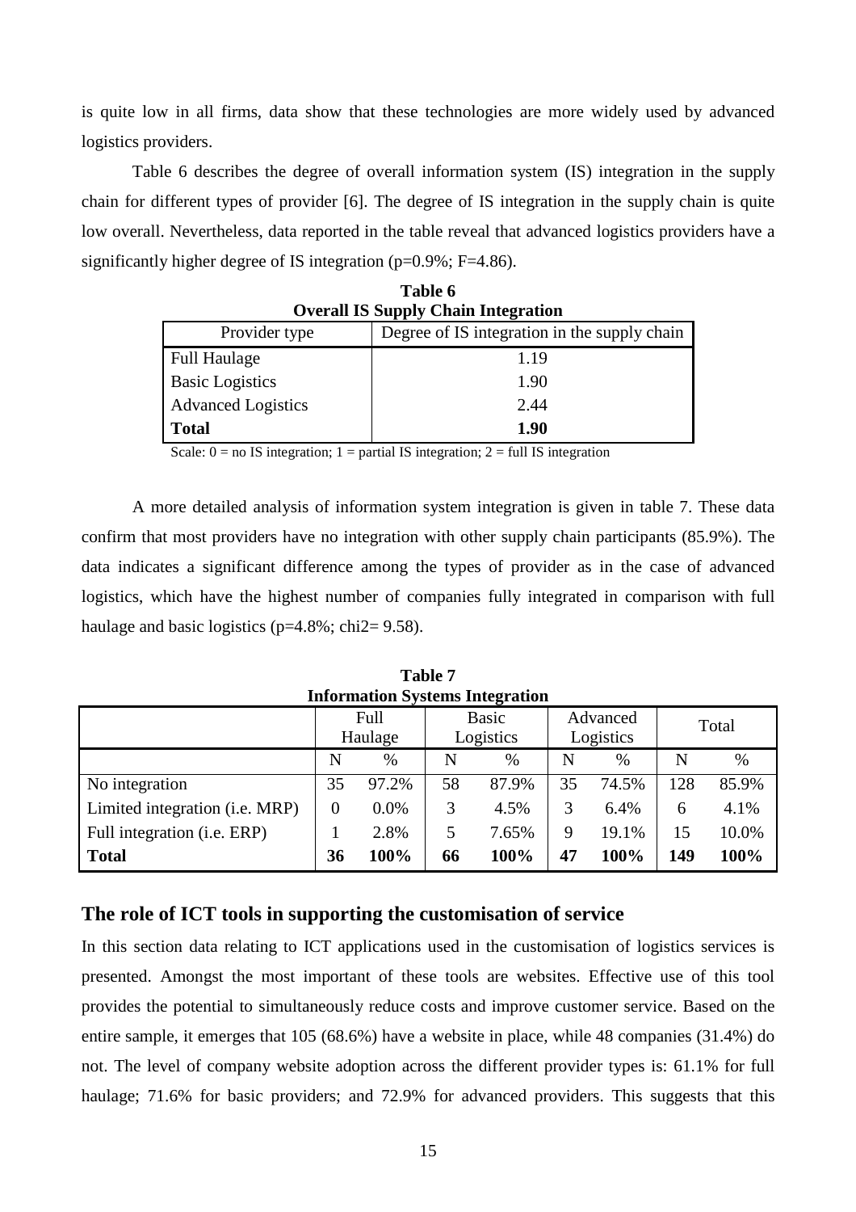is quite low in all firms, data show that these technologies are more widely used by advanced logistics providers.

Table 6 describes the degree of overall information system (IS) integration in the supply chain for different types of provider [6]. The degree of IS integration in the supply chain is quite low overall. Nevertheless, data reported in the table reveal that advanced logistics providers have a significantly higher degree of IS integration (p=0.9%; F=4.86).

**Table 6**
**Overall IS Supply Chain Integration**

| Provider type | Degree of IS integration in the supply chain |
|---|---|
| Full Haulage | 1.19 |
| Basic Logistics | 1.90 |
| Advanced Logistics | 2.44 |
| **Total** | **1.90** |

Scale: 0 = no IS integration; 1 = partial IS integration; 2 = full IS integration

A more detailed analysis of information system integration is given in table 7. These data confirm that most providers have no integration with other supply chain participants (85.9%). The data indicates a significant difference among the types of provider as in the case of advanced logistics, which have the highest number of companies fully integrated in comparison with full haulage and basic logistics (p=4.8%; chi2= 9.58).

**Table 7**
**Information Systems Integration**

| | Full Haulage | | Basic Logistics | | Advanced Logistics | | Total | |
|---|---|---|---|---|---|---|---|---|
| | N | % | N | % | N | % | N | % |
| No integration | 35 | 97.2% | 58 | 87.9% | 35 | 74.5% | 128 | 85.9% |
| Limited integration (i.e. MRP) | 0 | 0.0% | 3 | 4.5% | 3 | 6.4% | 6 | 4.1% |
| Full integration (i.e. ERP) | 1 | 2.8% | 5 | 7.65% | 9 | 19.1% | 15 | 10.0% |
| **Total** | **36** | **100%** | **66** | **100%** | **47** | **100%** | **149** | **100%** |

## The role of ICT tools in supporting the customisation of service

In this section data relating to ICT applications used in the customisation of logistics services is presented. Amongst the most important of these tools are websites. Effective use of this tool provides the potential to simultaneously reduce costs and improve customer service. Based on the entire sample, it emerges that 105 (68.6%) have a website in place, while 48 companies (31.4%) do not. The level of company website adoption across the different provider types is: 61.1% for full haulage; 71.6% for basic providers; and 72.9% for advanced providers. This suggests that this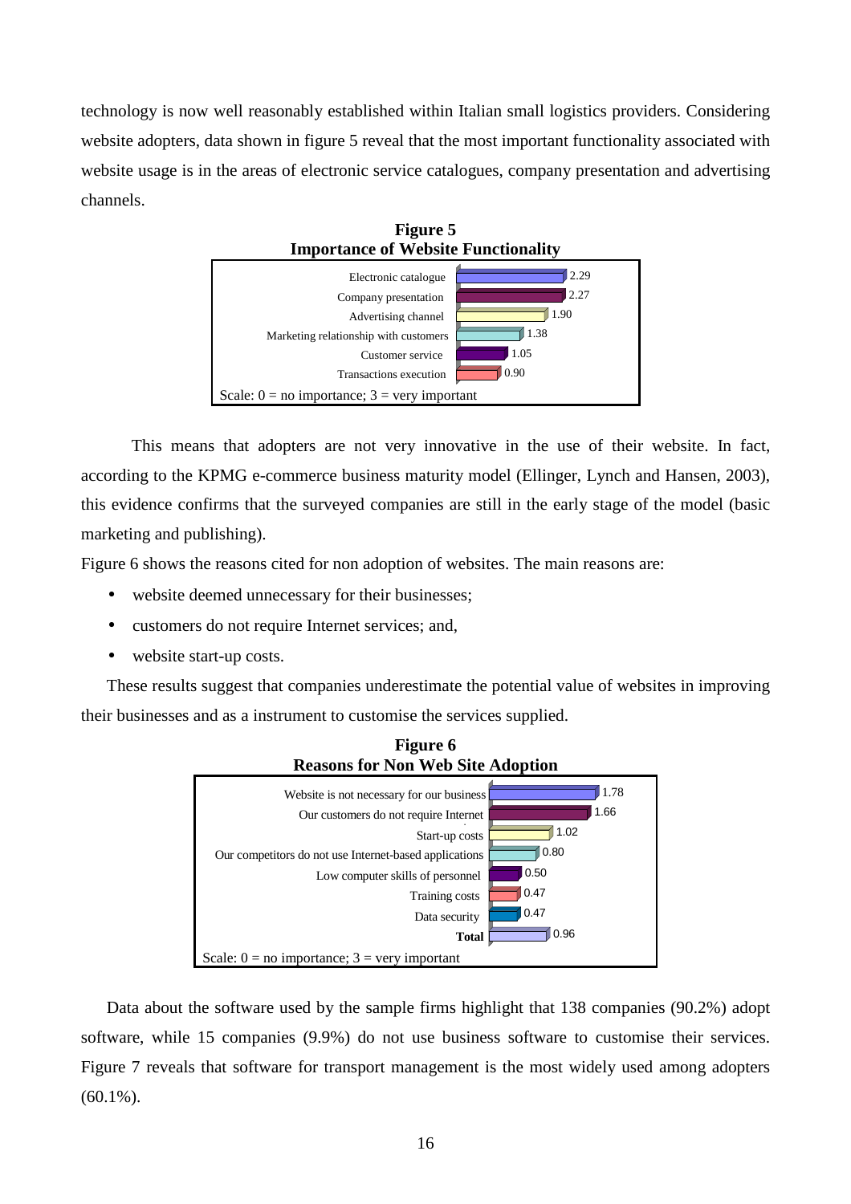technology is now well reasonably established within Italian small logistics providers. Considering website adopters, data shown in figure 5 reveal that the most important functionality associated with website usage is in the areas of electronic service catalogues, company presentation and advertising channels.

**Figure 5**
**Importance of Website Functionality**

| Functionality | Importance |
|---|---|
| Electronic catalogue | 2.29 |
| Company presentation | 2.27 |
| Advertising channel | 1.90 |
| Marketing relationship with customers | 1.38 |
| Customer service | 1.05 |
| Transactions execution | 0.90 |

Scale: 0 = no importance; 3 = very important

This means that adopters are not very innovative in the use of their website. In fact, according to the KPMG e-commerce business maturity model (Ellinger, Lynch and Hansen, 2003), this evidence confirms that the surveyed companies are still in the early stage of the model (basic marketing and publishing).

Figure 6 shows the reasons cited for non adoption of websites. The main reasons are:

- website deemed unnecessary for their businesses;
- customers do not require Internet services; and,
- website start-up costs.

These results suggest that companies underestimate the potential value of websites in improving their businesses and as a instrument to customise the services supplied.

**Figure 6**
**Reasons for Non Web Site Adoption**

| Reason | Importance |
|---|---|
| Website is not necessary for our business | 1.78 |
| Our customers do not require Internet | 1.66 |
| Start-up costs | 1.02 |
| Our competitors do not use Internet-based applications | 0.80 |
| Low computer skills of personnel | 0.50 |
| Training costs | 0.47 |
| Data security | 0.47 |
| **Total** | 0.96 |

Scale: 0 = no importance; 3 = very important

Data about the software used by the sample firms highlight that 138 companies (90.2%) adopt software, while 15 companies (9.9%) do not use business software to customise their services. Figure 7 reveals that software for transport management is the most widely used among adopters (60.1%).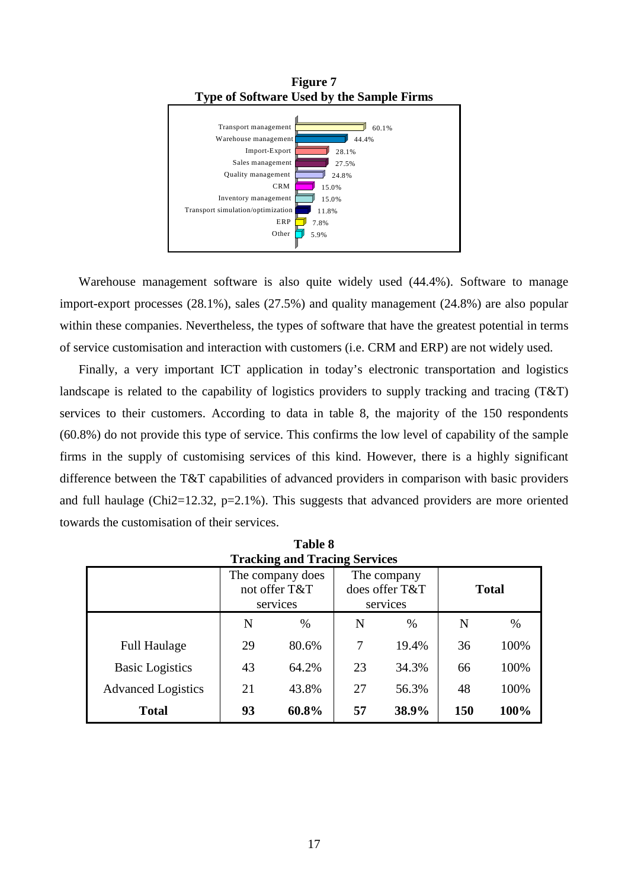**Figure 7**
**Type of Software Used by the Sample Firms**

| Software | % |
|---|---|
| Transport management | 60.1% |
| Warehouse management | 44.4% |
| Import-Export | 28.1% |
| Sales management | 27.5% |
| Quality management | 24.8% |
| CRM | 15.0% |
| Inventory management | 15.0% |
| Transport simulation/optimization | 11.8% |
| ERP | 7.8% |
| Other | 5.9% |

Warehouse management software is also quite widely used (44.4%). Software to manage import-export processes (28.1%), sales (27.5%) and quality management (24.8%) are also popular within these companies. Nevertheless, the types of software that have the greatest potential in terms of service customisation and interaction with customers (i.e. CRM and ERP) are not widely used.

Finally, a very important ICT application in today's electronic transportation and logistics landscape is related to the capability of logistics providers to supply tracking and tracing (T&T) services to their customers. According to data in table 8, the majority of the 150 respondents (60.8%) do not provide this type of service. This confirms the low level of capability of the sample firms in the supply of customising services of this kind. However, there is a highly significant difference between the T&T capabilities of advanced providers in comparison with basic providers and full haulage (Chi2=12.32, p=2.1%). This suggests that advanced providers are more oriented towards the customisation of their services.

**Table 8**
**Tracking and Tracing Services**

| | The company does not offer T&T services | | The company does offer T&T services | | **Total** | |
|---|---|---|---|---|---|---|
| | N | % | N | % | N | % |
| Full Haulage | 29 | 80.6% | 7 | 19.4% | 36 | 100% |
| Basic Logistics | 43 | 64.2% | 23 | 34.3% | 66 | 100% |
| Advanced Logistics | 21 | 43.8% | 27 | 56.3% | 48 | 100% |
| **Total** | **93** | **60.8%** | **57** | **38.9%** | **150** | **100%** |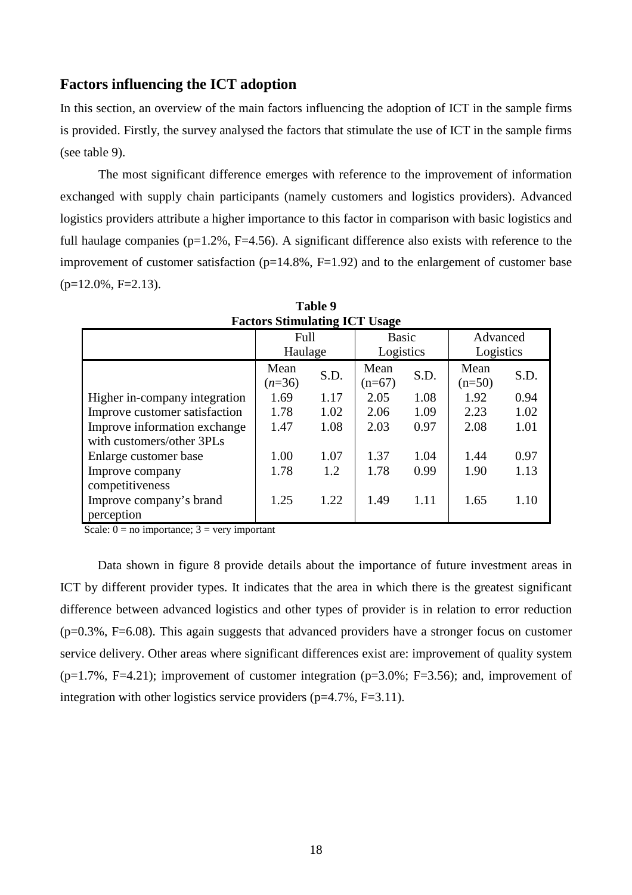## Factors influencing the ICT adoption

In this section, an overview of the main factors influencing the adoption of ICT in the sample firms is provided. Firstly, the survey analysed the factors that stimulate the use of ICT in the sample firms (see table 9).

The most significant difference emerges with reference to the improvement of information exchanged with supply chain participants (namely customers and logistics providers). Advanced logistics providers attribute a higher importance to this factor in comparison with basic logistics and full haulage companies (p=1.2%, F=4.56). A significant difference also exists with reference to the improvement of customer satisfaction (p=14.8%, F=1.92) and to the enlargement of customer base (p=12.0%, F=2.13).

**Table 9**
**Factors Stimulating ICT Usage**

| | Full Haulage | | Basic Logistics | | Advanced Logistics | |
|---|---|---|---|---|---|---|
| | Mean (*n*=36) | S.D. | Mean (n=67) | S.D. | Mean (n=50) | S.D. |
| Higher in-company integration | 1.69 | 1.17 | 2.05 | 1.08 | 1.92 | 0.94 |
| Improve customer satisfaction | 1.78 | 1.02 | 2.06 | 1.09 | 2.23 | 1.02 |
| Improve information exchange with customers/other 3PLs | 1.47 | 1.08 | 2.03 | 0.97 | 2.08 | 1.01 |
| Enlarge customer base | 1.00 | 1.07 | 1.37 | 1.04 | 1.44 | 0.97 |
| Improve company competitiveness | 1.78 | 1.2 | 1.78 | 0.99 | 1.90 | 1.13 |
| Improve company's brand perception | 1.25 | 1.22 | 1.49 | 1.11 | 1.65 | 1.10 |

Scale: 0 = no importance; 3 = very important

Data shown in figure 8 provide details about the importance of future investment areas in ICT by different provider types. It indicates that the area in which there is the greatest significant difference between advanced logistics and other types of provider is in relation to error reduction (p=0.3%, F=6.08). This again suggests that advanced providers have a stronger focus on customer service delivery. Other areas where significant differences exist are: improvement of quality system (p=1.7%, F=4.21); improvement of customer integration (p=3.0%; F=3.56); and, improvement of integration with other logistics service providers (p=4.7%, F=3.11).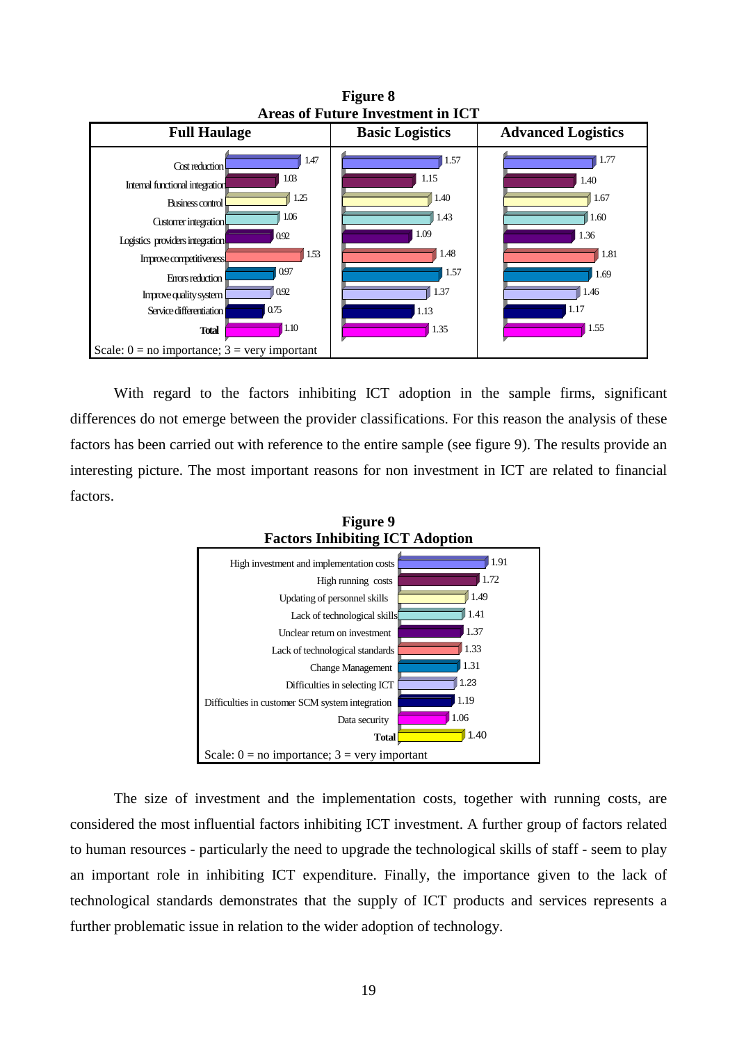**Figure 8**
**Areas of Future Investment in ICT**

| | Full Haulage | Basic Logistics | Advanced Logistics |
|---|---|---|---|
| Cost reduction | 1.47 | 1.57 | 1.77 |
| Internal functional integration | 1.03 | 1.15 | 1.40 |
| Business control | 1.25 | 1.40 | 1.67 |
| Customer integration | 1.06 | 1.43 | 1.60 |
| Logistics providers integration | 0.92 | 1.09 | 1.36 |
| Improve competitiveness | 1.53 | 1.48 | 1.81 |
| Errors reduction | 0.97 | 1.57 | 1.69 |
| Improve quality system | 0.92 | 1.37 | 1.46 |
| Service differentiation | 0.75 | 1.13 | 1.17 |
| **Total** | 1.10 | 1.35 | 1.55 |

Scale: 0 = no importance; 3 = very important

With regard to the factors inhibiting ICT adoption in the sample firms, significant differences do not emerge between the provider classifications. For this reason the analysis of these factors has been carried out with reference to the entire sample (see figure 9). The results provide an interesting picture. The most important reasons for non investment in ICT are related to financial factors.

**Figure 9**
**Factors Inhibiting ICT Adoption**

| Factor | Score |
|---|---|
| High investment and implementation costs | 1.91 |
| High running costs | 1.72 |
| Updating of personnel skills | 1.49 |
| Lack of technological skills | 1.41 |
| Unclear return on investment | 1.37 |
| Lack of technological standards | 1.33 |
| Change Management | 1.31 |
| Difficulties in selecting ICT | 1.23 |
| Difficulties in customer SCM system integration | 1.19 |
| Data security | 1.06 |
| **Total** | 1.40 |

Scale: 0 = no importance; 3 = very important

The size of investment and the implementation costs, together with running costs, are considered the most influential factors inhibiting ICT investment. A further group of factors related to human resources - particularly the need to upgrade the technological skills of staff - seem to play an important role in inhibiting ICT expenditure. Finally, the importance given to the lack of technological standards demonstrates that the supply of ICT products and services represents a further problematic issue in relation to the wider adoption of technology.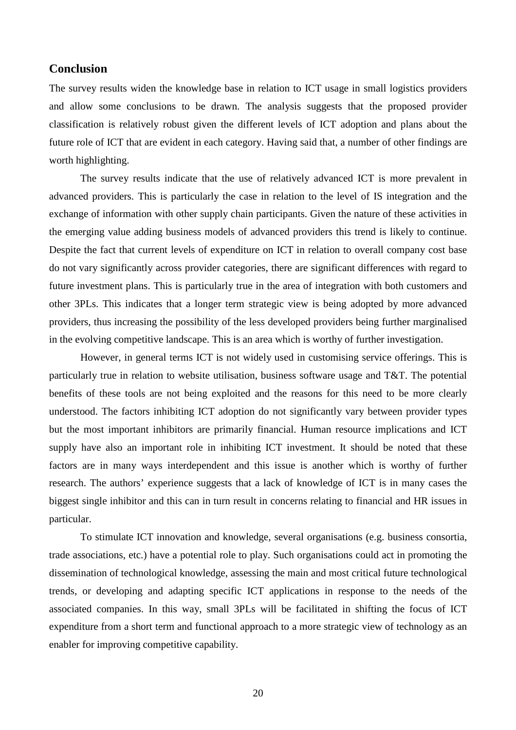## Conclusion

The survey results widen the knowledge base in relation to ICT usage in small logistics providers and allow some conclusions to be drawn. The analysis suggests that the proposed provider classification is relatively robust given the different levels of ICT adoption and plans about the future role of ICT that are evident in each category. Having said that, a number of other findings are worth highlighting.

The survey results indicate that the use of relatively advanced ICT is more prevalent in advanced providers. This is particularly the case in relation to the level of IS integration and the exchange of information with other supply chain participants. Given the nature of these activities in the emerging value adding business models of advanced providers this trend is likely to continue. Despite the fact that current levels of expenditure on ICT in relation to overall company cost base do not vary significantly across provider categories, there are significant differences with regard to future investment plans. This is particularly true in the area of integration with both customers and other 3PLs. This indicates that a longer term strategic view is being adopted by more advanced providers, thus increasing the possibility of the less developed providers being further marginalised in the evolving competitive landscape. This is an area which is worthy of further investigation.

However, in general terms ICT is not widely used in customising service offerings. This is particularly true in relation to website utilisation, business software usage and T&T. The potential benefits of these tools are not being exploited and the reasons for this need to be more clearly understood. The factors inhibiting ICT adoption do not significantly vary between provider types but the most important inhibitors are primarily financial. Human resource implications and ICT supply have also an important role in inhibiting ICT investment. It should be noted that these factors are in many ways interdependent and this issue is another which is worthy of further research. The authors' experience suggests that a lack of knowledge of ICT is in many cases the biggest single inhibitor and this can in turn result in concerns relating to financial and HR issues in particular.

To stimulate ICT innovation and knowledge, several organisations (e.g. business consortia, trade associations, etc.) have a potential role to play. Such organisations could act in promoting the dissemination of technological knowledge, assessing the main and most critical future technological trends, or developing and adapting specific ICT applications in response to the needs of the associated companies. In this way, small 3PLs will be facilitated in shifting the focus of ICT expenditure from a short term and functional approach to a more strategic view of technology as an enabler for improving competitive capability.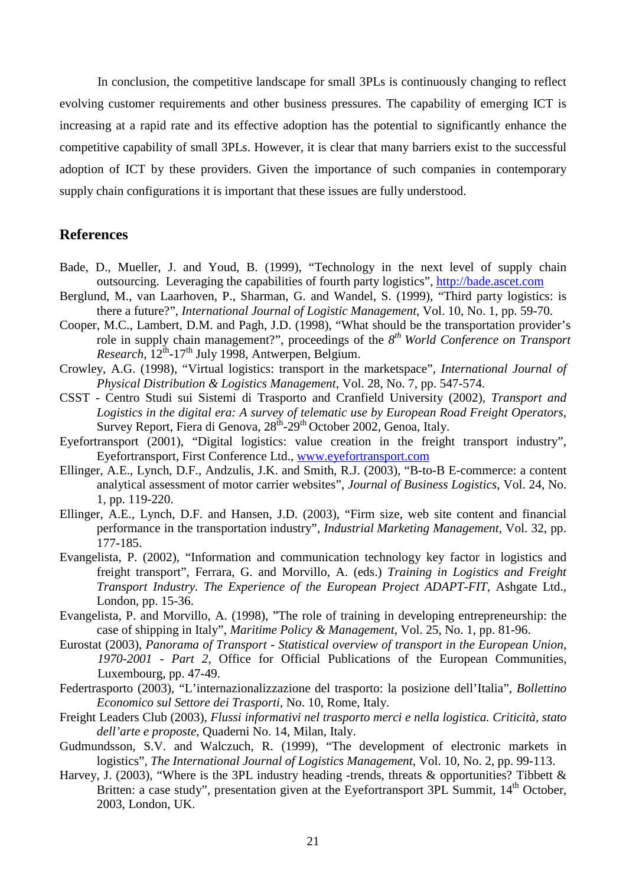In conclusion, the competitive landscape for small 3PLs is continuously changing to reflect evolving customer requirements and other business pressures. The capability of emerging ICT is increasing at a rapid rate and its effective adoption has the potential to significantly enhance the competitive capability of small 3PLs. However, it is clear that many barriers exist to the successful adoption of ICT by these providers. Given the importance of such companies in contemporary supply chain configurations it is important that these issues are fully understood.

## References

Bade, D., Mueller, J. and Youd, B. (1999), "Technology in the next level of supply chain outsourcing. Leveraging the capabilities of fourth party logistics", http://bade.ascet.com

Berglund, M., van Laarhoven, P., Sharman, G. and Wandel, S. (1999), "Third party logistics: is there a future?", *International Journal of Logistic Management*, Vol. 10, No. 1, pp. 59-70.

Cooper, M.C., Lambert, D.M. and Pagh, J.D. (1998), "What should be the transportation provider's role in supply chain management?", proceedings of the *8th World Conference on Transport Research*, 12th-17th July 1998, Antwerpen, Belgium.

Crowley, A.G. (1998), "Virtual logistics: transport in the marketspace", *International Journal of Physical Distribution & Logistics Management*, Vol. 28, No. 7, pp. 547-574.

CSST - Centro Studi sui Sistemi di Trasporto and Cranfield University (2002), *Transport and Logistics in the digital era: A survey of telematic use by European Road Freight Operators*, Survey Report, Fiera di Genova, 28th-29th October 2002, Genoa, Italy.

Eyefortransport (2001), "Digital logistics: value creation in the freight transport industry", Eyefortransport, First Conference Ltd., www.eyefortransport.com

Ellinger, A.E., Lynch, D.F., Andzulis, J.K. and Smith, R.J. (2003), "B-to-B E-commerce: a content analytical assessment of motor carrier websites", *Journal of Business Logistics*, Vol. 24, No. 1, pp. 119-220.

Ellinger, A.E., Lynch, D.F. and Hansen, J.D. (2003), "Firm size, web site content and financial performance in the transportation industry", *Industrial Marketing Management*, Vol. 32, pp. 177-185.

Evangelista, P. (2002), "Information and communication technology key factor in logistics and freight transport", Ferrara, G. and Morvillo, A. (eds.) *Training in Logistics and Freight Transport Industry. The Experience of the European Project ADAPT-FIT*, Ashgate Ltd., London, pp. 15-36.

Evangelista, P. and Morvillo, A. (1998), "The role of training in developing entrepreneurship: the case of shipping in Italy", *Maritime Policy & Management*, Vol. 25, No. 1, pp. 81-96.

Eurostat (2003), *Panorama of Transport - Statistical overview of transport in the European Union, 1970-2001 - Part 2*, Office for Official Publications of the European Communities, Luxembourg, pp. 47-49.

Federtrasporto (2003), "L'internazionalizzazione del trasporto: la posizione dell'Italia", *Bollettino Economico sul Settore dei Trasporti*, No. 10, Rome, Italy.

Freight Leaders Club (2003), *Flussi informativi nel trasporto merci e nella logistica. Criticità, stato dell'arte e proposte*, Quaderni No. 14, Milan, Italy.

Gudmundsson, S.V. and Walczuch, R. (1999), "The development of electronic markets in logistics", *The International Journal of Logistics Management*, Vol. 10, No. 2, pp. 99-113.

Harvey, J. (2003), "Where is the 3PL industry heading -trends, threats & opportunities? Tibbett & Britten: a case study", presentation given at the Eyefortransport 3PL Summit, 14th October, 2003, London, UK.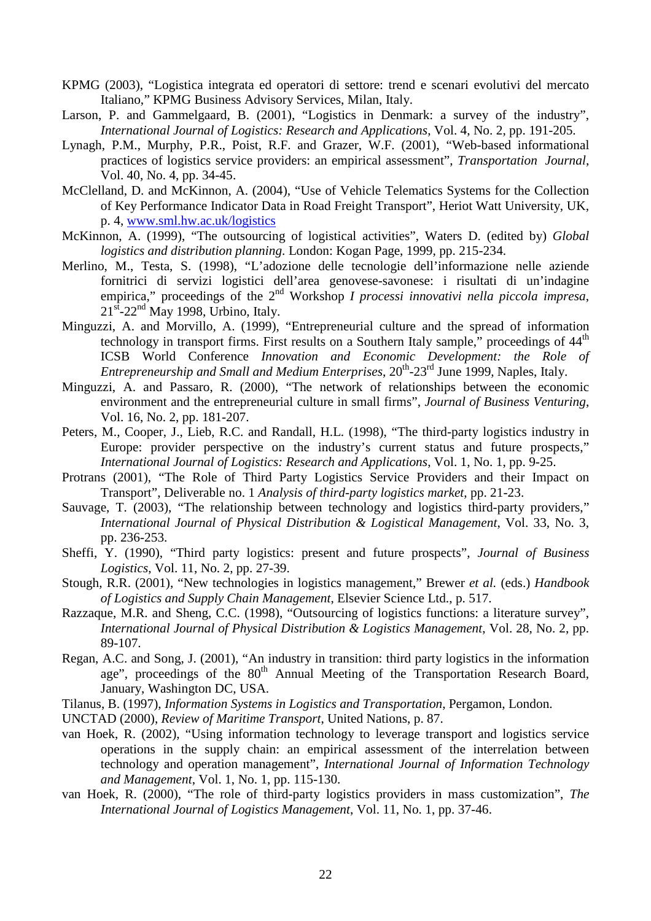KPMG (2003), "Logistica integrata ed operatori di settore: trend e scenari evolutivi del mercato Italiano," KPMG Business Advisory Services, Milan, Italy.

Larson, P. and Gammelgaard, B. (2001), "Logistics in Denmark: a survey of the industry", *International Journal of Logistics: Research and Applications*, Vol. 4, No. 2, pp. 191-205.

Lynagh, P.M., Murphy, P.R., Poist, R.F. and Grazer, W.F. (2001), "Web-based informational practices of logistics service providers: an empirical assessment", *Transportation Journal*, Vol. 40, No. 4, pp. 34-45.

McClelland, D. and McKinnon, A. (2004), "Use of Vehicle Telematics Systems for the Collection of Key Performance Indicator Data in Road Freight Transport", Heriot Watt University, UK, p. 4, www.sml.hw.ac.uk/logistics

McKinnon, A. (1999), "The outsourcing of logistical activities", Waters D. (edited by) *Global logistics and distribution planning*. London: Kogan Page, 1999, pp. 215-234.

Merlino, M., Testa, S. (1998), "L'adozione delle tecnologie dell'informazione nelle aziende fornitrici di servizi logistici dell'area genovese-savonese: i risultati di un'indagine empirica," proceedings of the 2nd Workshop *I processi innovativi nella piccola impresa*, 21st-22nd May 1998, Urbino, Italy.

Minguzzi, A. and Morvillo, A. (1999), "Entrepreneurial culture and the spread of information technology in transport firms. First results on a Southern Italy sample," proceedings of 44th ICSB World Conference *Innovation and Economic Development: the Role of Entrepreneurship and Small and Medium Enterprises*, 20th-23rd June 1999, Naples, Italy.

Minguzzi, A. and Passaro, R. (2000), "The network of relationships between the economic environment and the entrepreneurial culture in small firms", *Journal of Business Venturing*, Vol. 16, No. 2, pp. 181-207.

Peters, M., Cooper, J., Lieb, R.C. and Randall, H.L. (1998), "The third-party logistics industry in Europe: provider perspective on the industry's current status and future prospects," *International Journal of Logistics: Research and Applications*, Vol. 1, No. 1, pp. 9-25.

Protrans (2001), "The Role of Third Party Logistics Service Providers and their Impact on Transport", Deliverable no. 1 *Analysis of third-party logistics market*, pp. 21-23.

Sauvage, T. (2003), "The relationship between technology and logistics third-party providers," *International Journal of Physical Distribution & Logistical Management*, Vol. 33, No. 3, pp. 236-253.

Sheffi, Y. (1990), "Third party logistics: present and future prospects", *Journal of Business Logistics*, Vol. 11, No. 2, pp. 27-39.

Stough, R.R. (2001), "New technologies in logistics management," Brewer *et al.* (eds.) *Handbook of Logistics and Supply Chain Management*, Elsevier Science Ltd., p. 517.

Razzaque, M.R. and Sheng, C.C. (1998), "Outsourcing of logistics functions: a literature survey", *International Journal of Physical Distribution & Logistics Management*, Vol. 28, No. 2, pp. 89-107.

Regan, A.C. and Song, J. (2001), "An industry in transition: third party logistics in the information age", proceedings of the 80th Annual Meeting of the Transportation Research Board, January, Washington DC, USA.

Tilanus, B. (1997), *Information Systems in Logistics and Transportation*, Pergamon, London.

UNCTAD (2000), *Review of Maritime Transport*, United Nations, p. 87.

van Hoek, R. (2002), "Using information technology to leverage transport and logistics service operations in the supply chain: an empirical assessment of the interrelation between technology and operation management", *International Journal of Information Technology and Management*, Vol. 1, No. 1, pp. 115-130.

van Hoek, R. (2000), "The role of third-party logistics providers in mass customization", *The International Journal of Logistics Management*, Vol. 11, No. 1, pp. 37-46.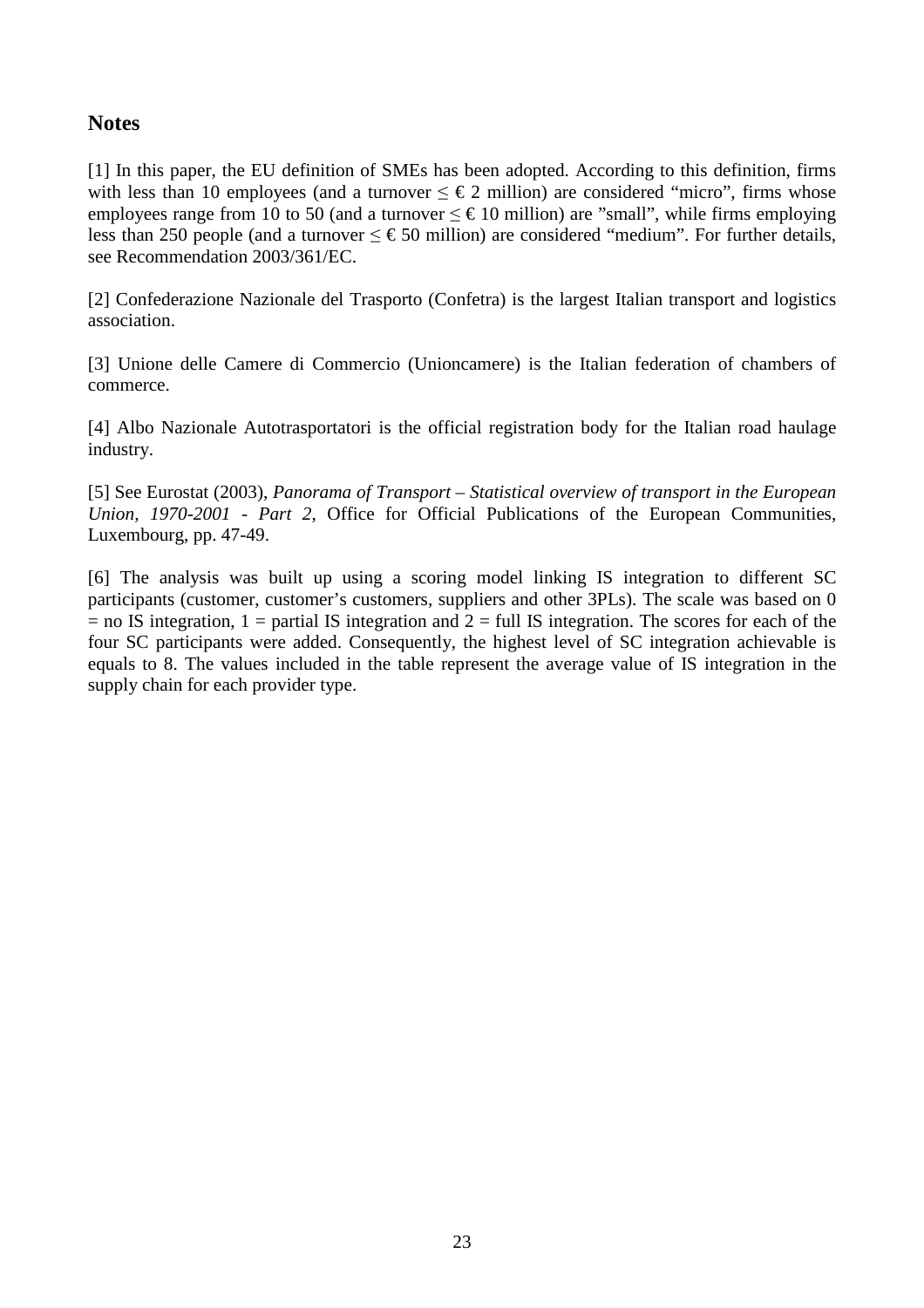## Notes

[1] In this paper, the EU definition of SMEs has been adopted. According to this definition, firms with less than 10 employees (and a turnover ≤ € 2 million) are considered "micro", firms whose employees range from 10 to 50 (and a turnover ≤ € 10 million) are "small", while firms employing less than 250 people (and a turnover ≤ € 50 million) are considered "medium". For further details, see Recommendation 2003/361/EC.

[2] Confederazione Nazionale del Trasporto (Confetra) is the largest Italian transport and logistics association.

[3] Unione delle Camere di Commercio (Unioncamere) is the Italian federation of chambers of commerce.

[4] Albo Nazionale Autotrasportatori is the official registration body for the Italian road haulage industry.

[5] See Eurostat (2003), *Panorama of Transport – Statistical overview of transport in the European Union, 1970-2001 - Part 2*, Office for Official Publications of the European Communities, Luxembourg, pp. 47-49.

[6] The analysis was built up using a scoring model linking IS integration to different SC participants (customer, customer's customers, suppliers and other 3PLs). The scale was based on 0 = no IS integration, 1 = partial IS integration and 2 = full IS integration. The scores for each of the four SC participants were added. Consequently, the highest level of SC integration achievable is equals to 8. The values included in the table represent the average value of IS integration in the supply chain for each provider type.